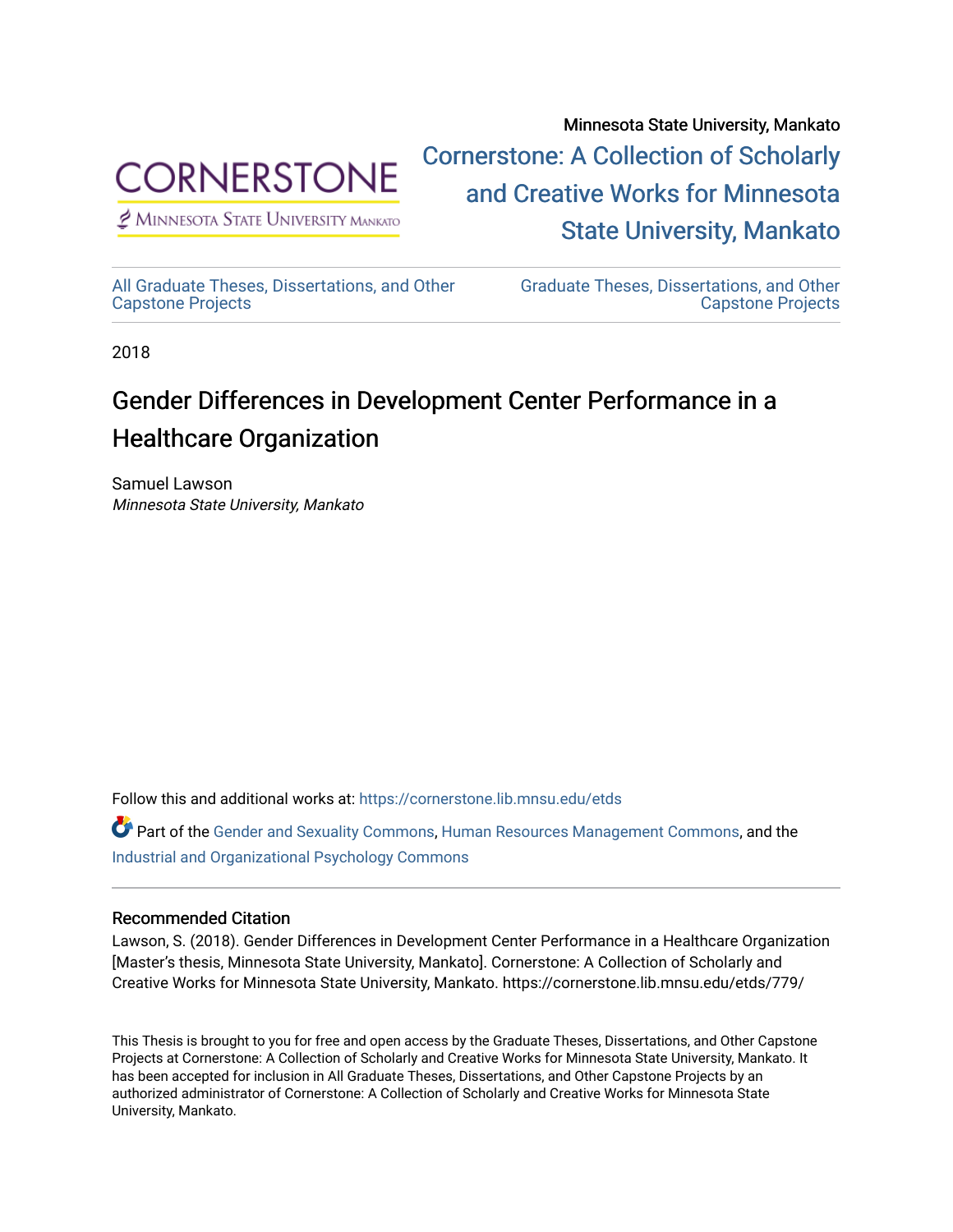Minnesota State University, Mankato

Cornerstone: A Collection of Scholarly and Creative Works for Minnesota State University, Mankato

All Graduate Theses, Dissertations, and Other Capstone Projects

Graduate Theses, Dissertations, and Other Capstone Projects

2018

# Gender Differences in Development Center Performance in a Healthcare Organization

Samuel Lawson
*Minnesota State University, Mankato*

Follow this and additional works at: https://cornerstone.lib.mnsu.edu/etds

Part of the Gender and Sexuality Commons, Human Resources Management Commons, and the Industrial and Organizational Psychology Commons

## Recommended Citation

Lawson, S. (2018). Gender Differences in Development Center Performance in a Healthcare Organization [Master's thesis, Minnesota State University, Mankato]. Cornerstone: A Collection of Scholarly and Creative Works for Minnesota State University, Mankato. https://cornerstone.lib.mnsu.edu/etds/779/

This Thesis is brought to you for free and open access by the Graduate Theses, Dissertations, and Other Capstone Projects at Cornerstone: A Collection of Scholarly and Creative Works for Minnesota State University, Mankato. It has been accepted for inclusion in All Graduate Theses, Dissertations, and Other Capstone Projects by an authorized administrator of Cornerstone: A Collection of Scholarly and Creative Works for Minnesota State University, Mankato.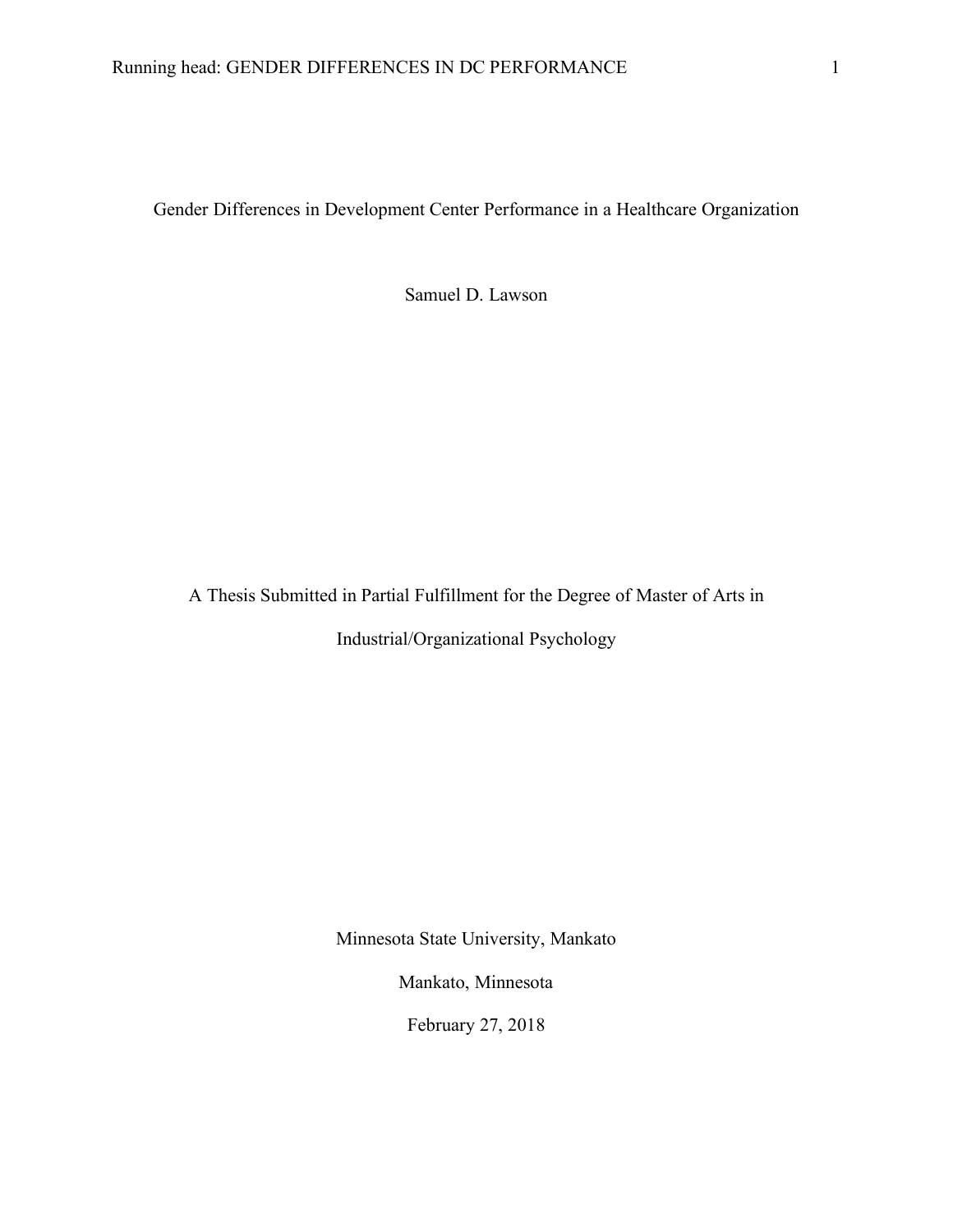# Gender Differences in Development Center Performance in a Healthcare Organization

Samuel D. Lawson

A Thesis Submitted in Partial Fulfillment for the Degree of Master of Arts in Industrial/Organizational Psychology

Minnesota State University, Mankato

Mankato, Minnesota

February 27, 2018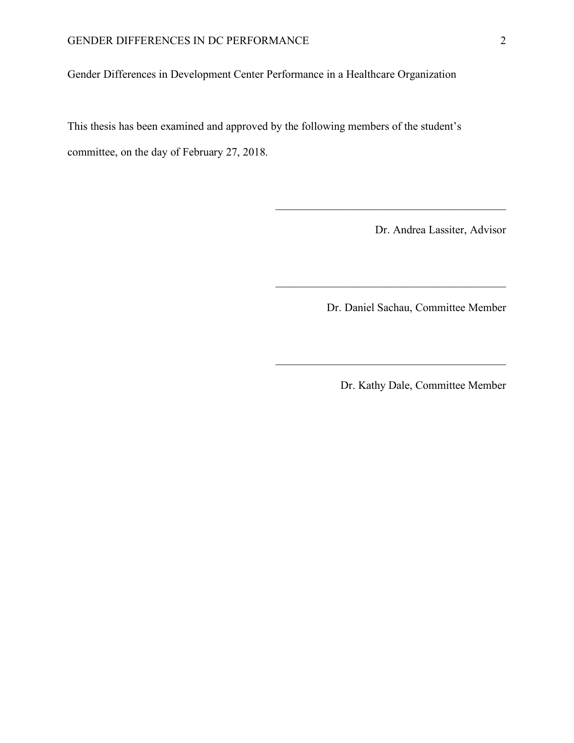Gender Differences in Development Center Performance in a Healthcare Organization

This thesis has been examined and approved by the following members of the student's committee, on the day of February 27, 2018.

\_\_\_\_\_\_\_\_\_\_\_\_\_\_\_\_\_\_\_\_\_\_\_\_\_\_\_\_\_\_\_\_\_\_\_\_\_\_\_\_\_\_\_\_

Dr. Andrea Lassiter, Advisor

\_\_\_\_\_\_\_\_\_\_\_\_\_\_\_\_\_\_\_\_\_\_\_\_\_\_\_\_\_\_\_\_\_\_\_\_\_\_\_\_\_\_\_\_

Dr. Daniel Sachau, Committee Member

\_\_\_\_\_\_\_\_\_\_\_\_\_\_\_\_\_\_\_\_\_\_\_\_\_\_\_\_\_\_\_\_\_\_\_\_\_\_\_\_\_\_\_\_

Dr. Kathy Dale, Committee Member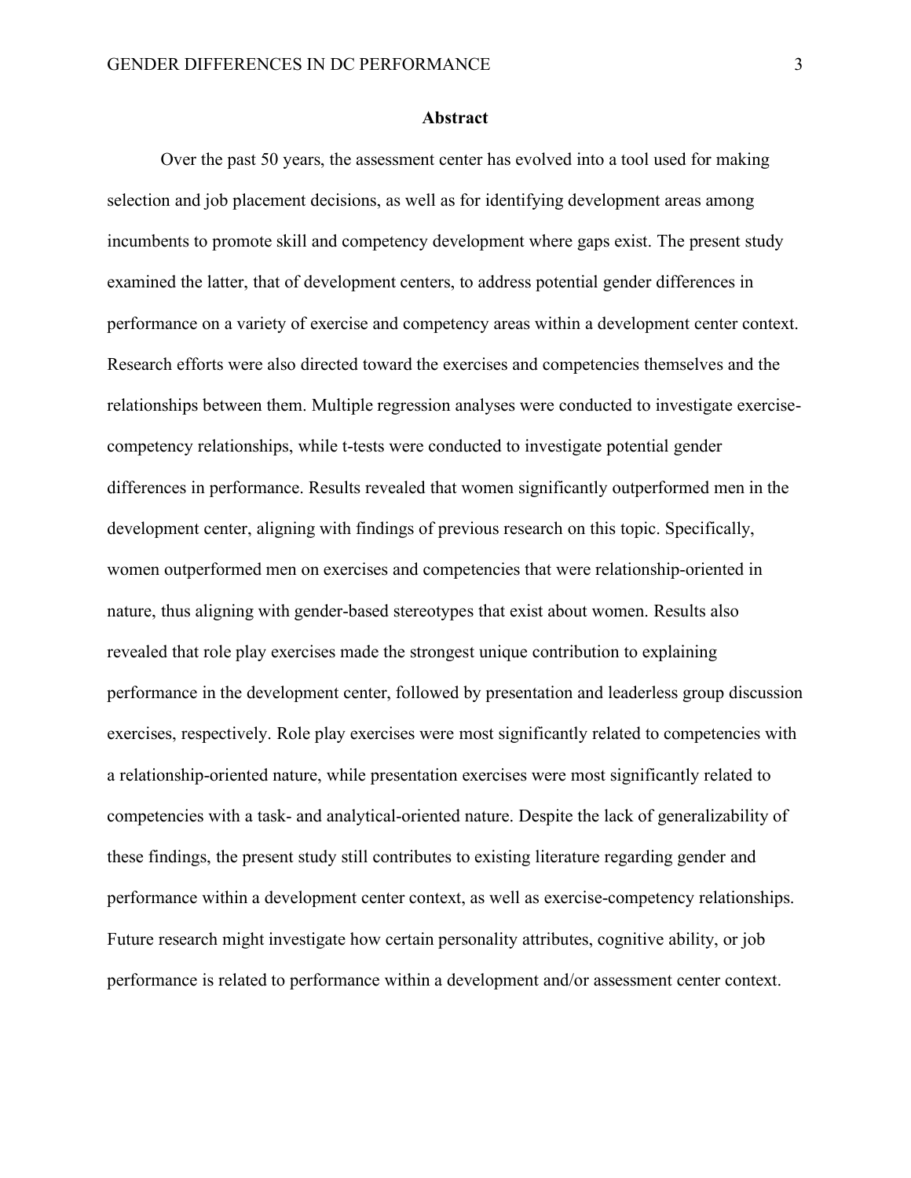## Abstract

Over the past 50 years, the assessment center has evolved into a tool used for making selection and job placement decisions, as well as for identifying development areas among incumbents to promote skill and competency development where gaps exist. The present study examined the latter, that of development centers, to address potential gender differences in performance on a variety of exercise and competency areas within a development center context. Research efforts were also directed toward the exercises and competencies themselves and the relationships between them. Multiple regression analyses were conducted to investigate exercise-competency relationships, while t-tests were conducted to investigate potential gender differences in performance. Results revealed that women significantly outperformed men in the development center, aligning with findings of previous research on this topic. Specifically, women outperformed men on exercises and competencies that were relationship-oriented in nature, thus aligning with gender-based stereotypes that exist about women. Results also revealed that role play exercises made the strongest unique contribution to explaining performance in the development center, followed by presentation and leaderless group discussion exercises, respectively. Role play exercises were most significantly related to competencies with a relationship-oriented nature, while presentation exercises were most significantly related to competencies with a task- and analytical-oriented nature. Despite the lack of generalizability of these findings, the present study still contributes to existing literature regarding gender and performance within a development center context, as well as exercise-competency relationships. Future research might investigate how certain personality attributes, cognitive ability, or job performance is related to performance within a development and/or assessment center context.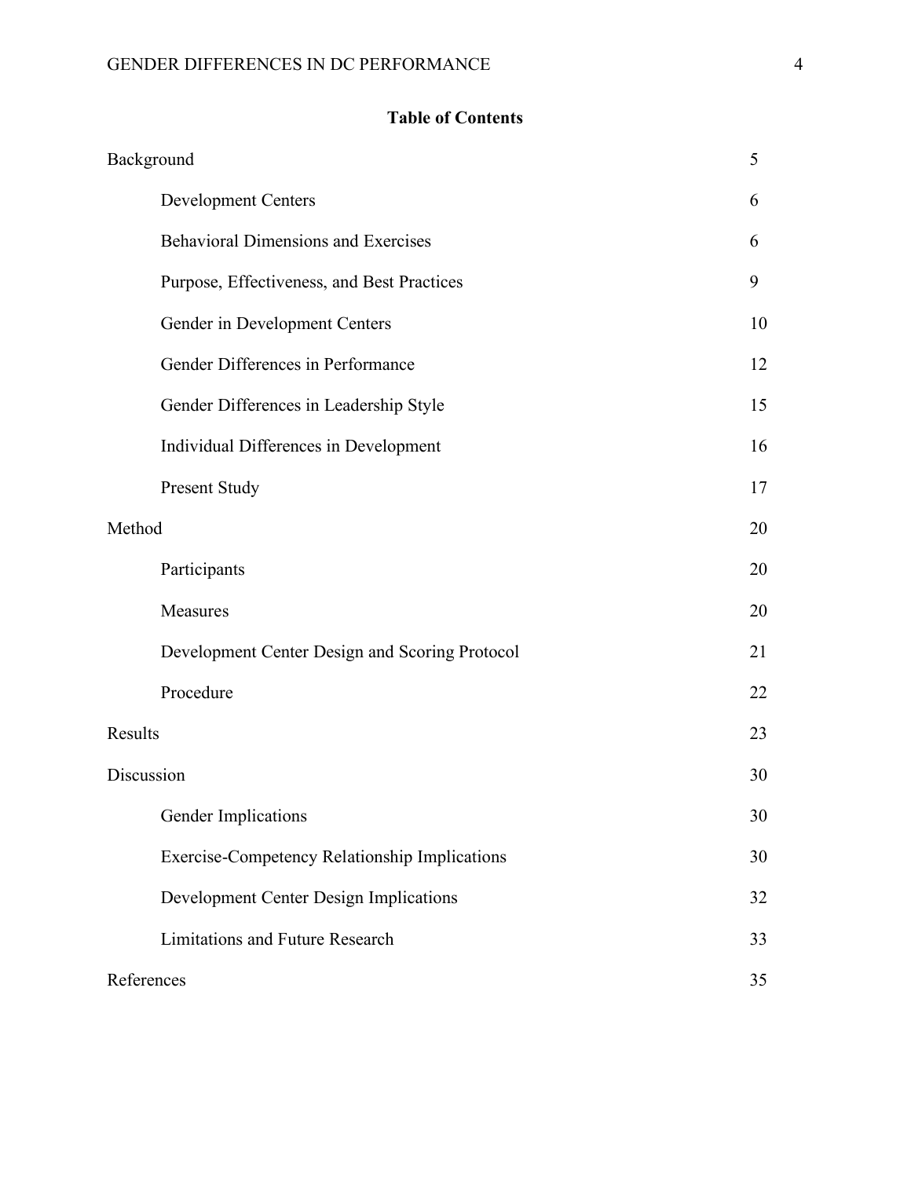## Table of Contents

| | |
|---|---|
| Background | 5 |
| Development Centers | 6 |
| Behavioral Dimensions and Exercises | 6 |
| Purpose, Effectiveness, and Best Practices | 9 |
| Gender in Development Centers | 10 |
| Gender Differences in Performance | 12 |
| Gender Differences in Leadership Style | 15 |
| Individual Differences in Development | 16 |
| Present Study | 17 |
| Method | 20 |
| Participants | 20 |
| Measures | 20 |
| Development Center Design and Scoring Protocol | 21 |
| Procedure | 22 |
| Results | 23 |
| Discussion | 30 |
| Gender Implications | 30 |
| Exercise-Competency Relationship Implications | 30 |
| Development Center Design Implications | 32 |
| Limitations and Future Research | 33 |
| References | 35 |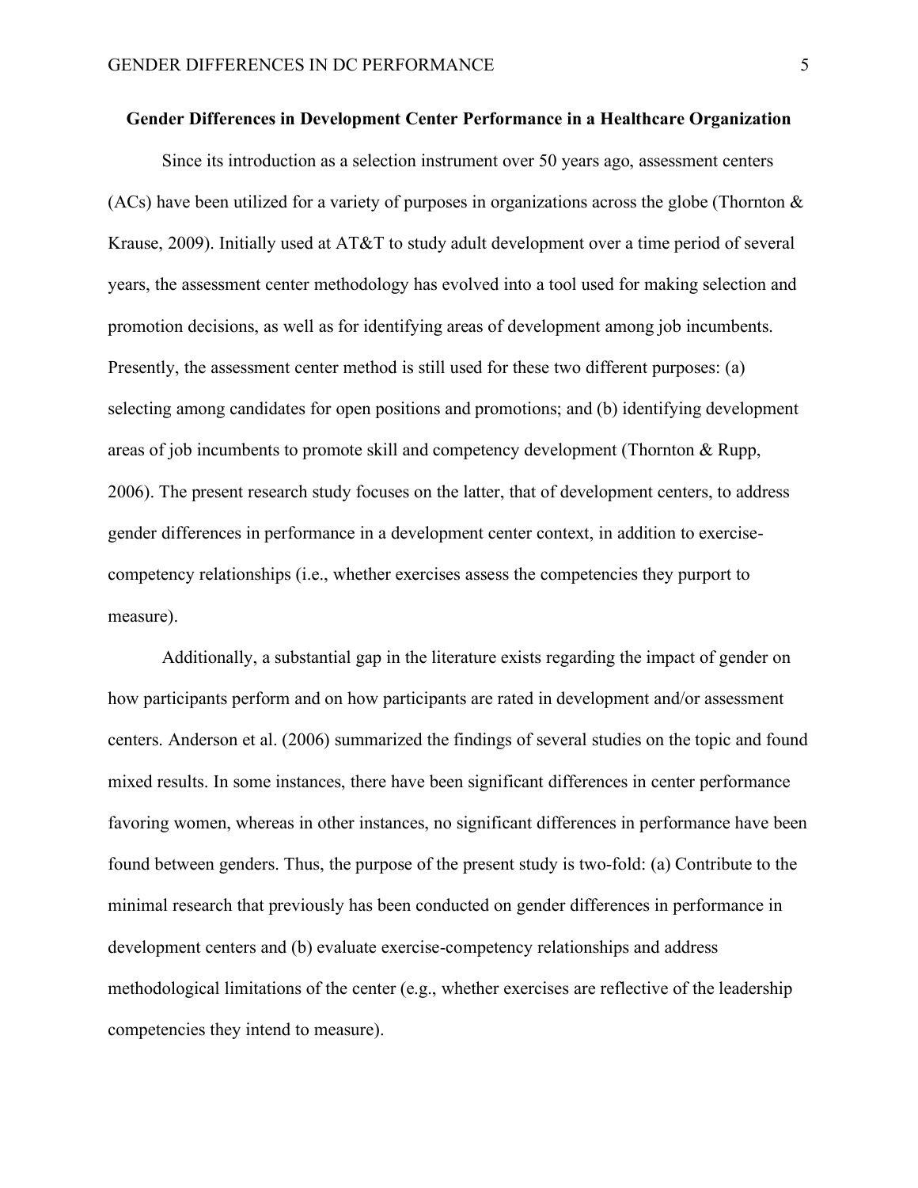## Gender Differences in Development Center Performance in a Healthcare Organization

Since its introduction as a selection instrument over 50 years ago, assessment centers (ACs) have been utilized for a variety of purposes in organizations across the globe (Thornton & Krause, 2009). Initially used at AT&T to study adult development over a time period of several years, the assessment center methodology has evolved into a tool used for making selection and promotion decisions, as well as for identifying areas of development among job incumbents. Presently, the assessment center method is still used for these two different purposes: (a) selecting among candidates for open positions and promotions; and (b) identifying development areas of job incumbents to promote skill and competency development (Thornton & Rupp, 2006). The present research study focuses on the latter, that of development centers, to address gender differences in performance in a development center context, in addition to exercise-competency relationships (i.e., whether exercises assess the competencies they purport to measure).

Additionally, a substantial gap in the literature exists regarding the impact of gender on how participants perform and on how participants are rated in development and/or assessment centers. Anderson et al. (2006) summarized the findings of several studies on the topic and found mixed results. In some instances, there have been significant differences in center performance favoring women, whereas in other instances, no significant differences in performance have been found between genders. Thus, the purpose of the present study is two-fold: (a) Contribute to the minimal research that previously has been conducted on gender differences in performance in development centers and (b) evaluate exercise-competency relationships and address methodological limitations of the center (e.g., whether exercises are reflective of the leadership competencies they intend to measure).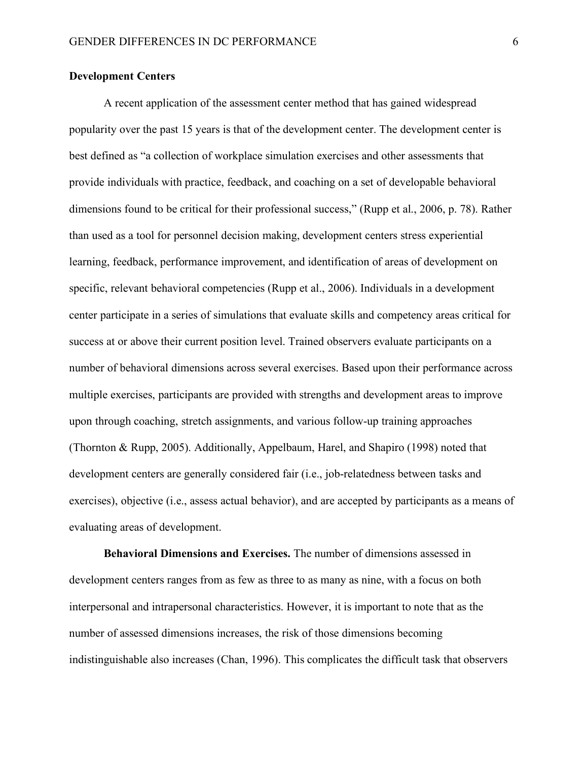## Development Centers

A recent application of the assessment center method that has gained widespread popularity over the past 15 years is that of the development center. The development center is best defined as "a collection of workplace simulation exercises and other assessments that provide individuals with practice, feedback, and coaching on a set of developable behavioral dimensions found to be critical for their professional success," (Rupp et al., 2006, p. 78). Rather than used as a tool for personnel decision making, development centers stress experiential learning, feedback, performance improvement, and identification of areas of development on specific, relevant behavioral competencies (Rupp et al., 2006). Individuals in a development center participate in a series of simulations that evaluate skills and competency areas critical for success at or above their current position level. Trained observers evaluate participants on a number of behavioral dimensions across several exercises. Based upon their performance across multiple exercises, participants are provided with strengths and development areas to improve upon through coaching, stretch assignments, and various follow-up training approaches (Thornton & Rupp, 2005). Additionally, Appelbaum, Harel, and Shapiro (1998) noted that development centers are generally considered fair (i.e., job-relatedness between tasks and exercises), objective (i.e., assess actual behavior), and are accepted by participants as a means of evaluating areas of development.

**Behavioral Dimensions and Exercises.** The number of dimensions assessed in development centers ranges from as few as three to as many as nine, with a focus on both interpersonal and intrapersonal characteristics. However, it is important to note that as the number of assessed dimensions increases, the risk of those dimensions becoming indistinguishable also increases (Chan, 1996). This complicates the difficult task that observers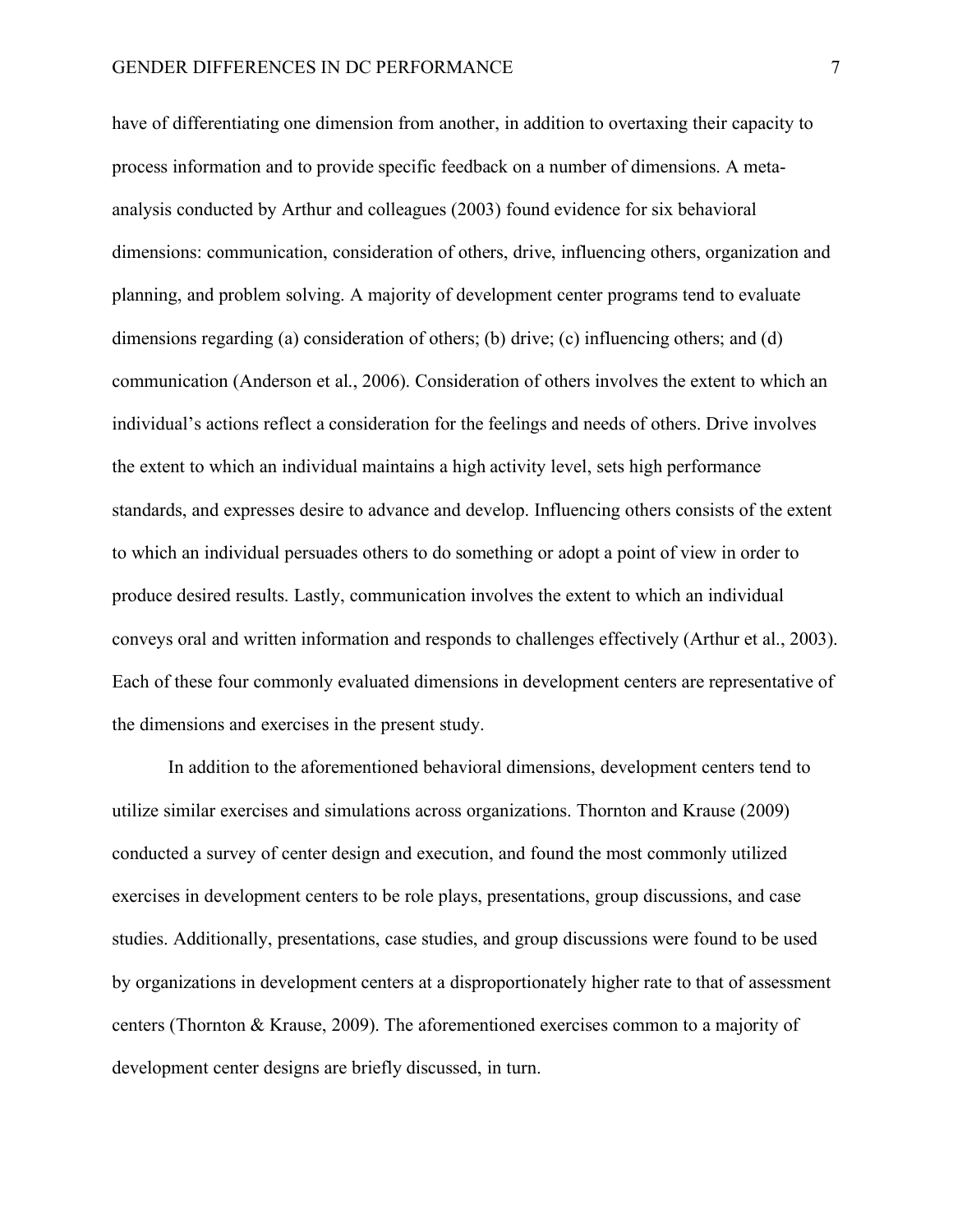have of differentiating one dimension from another, in addition to overtaxing their capacity to process information and to provide specific feedback on a number of dimensions. A meta-analysis conducted by Arthur and colleagues (2003) found evidence for six behavioral dimensions: communication, consideration of others, drive, influencing others, organization and planning, and problem solving. A majority of development center programs tend to evaluate dimensions regarding (a) consideration of others; (b) drive; (c) influencing others; and (d) communication (Anderson et al., 2006). Consideration of others involves the extent to which an individual's actions reflect a consideration for the feelings and needs of others. Drive involves the extent to which an individual maintains a high activity level, sets high performance standards, and expresses desire to advance and develop. Influencing others consists of the extent to which an individual persuades others to do something or adopt a point of view in order to produce desired results. Lastly, communication involves the extent to which an individual conveys oral and written information and responds to challenges effectively (Arthur et al., 2003). Each of these four commonly evaluated dimensions in development centers are representative of the dimensions and exercises in the present study.

In addition to the aforementioned behavioral dimensions, development centers tend to utilize similar exercises and simulations across organizations. Thornton and Krause (2009) conducted a survey of center design and execution, and found the most commonly utilized exercises in development centers to be role plays, presentations, group discussions, and case studies. Additionally, presentations, case studies, and group discussions were found to be used by organizations in development centers at a disproportionately higher rate to that of assessment centers (Thornton & Krause, 2009). The aforementioned exercises common to a majority of development center designs are briefly discussed, in turn.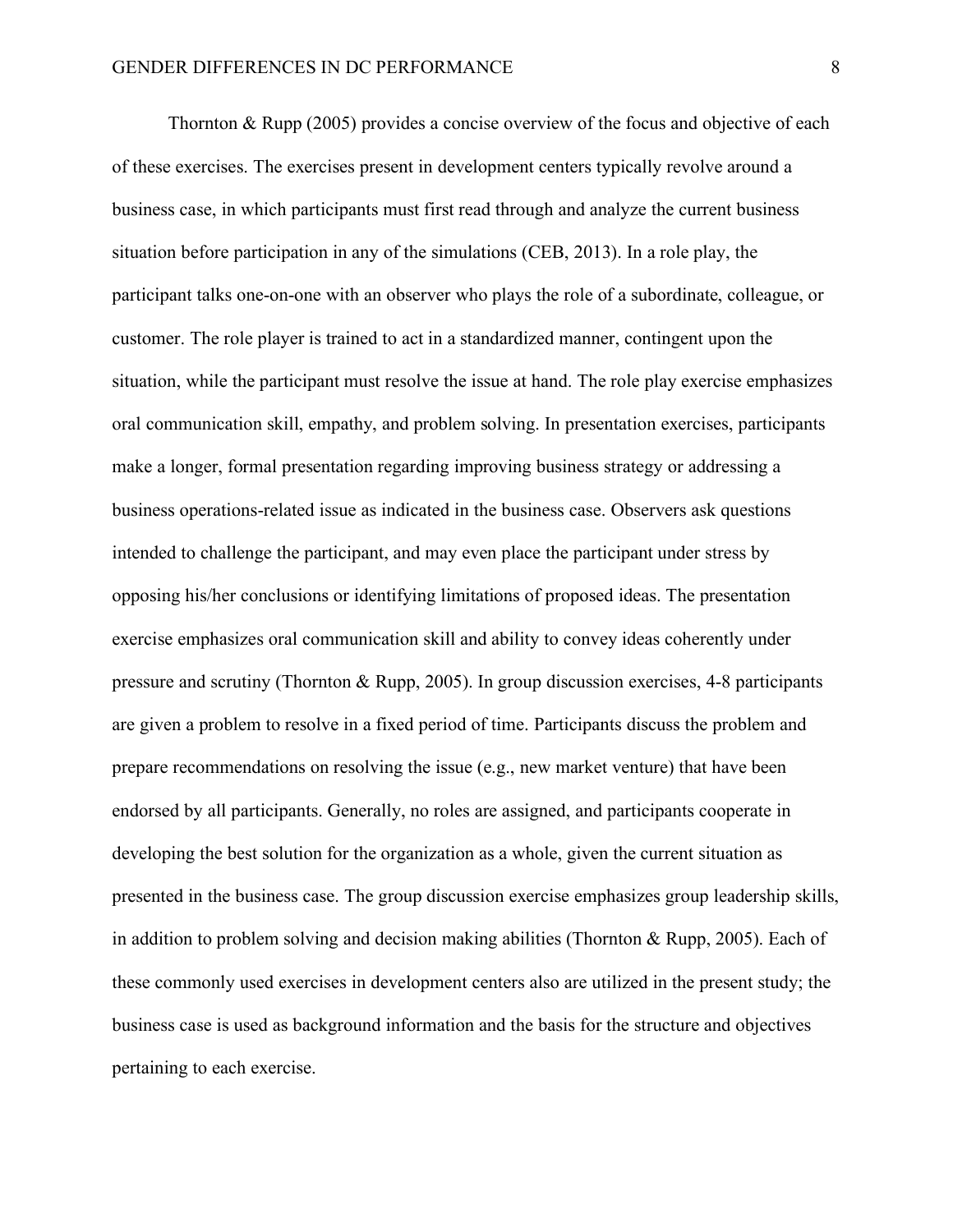Thornton & Rupp (2005) provides a concise overview of the focus and objective of each of these exercises. The exercises present in development centers typically revolve around a business case, in which participants must first read through and analyze the current business situation before participation in any of the simulations (CEB, 2013). In a role play, the participant talks one-on-one with an observer who plays the role of a subordinate, colleague, or customer. The role player is trained to act in a standardized manner, contingent upon the situation, while the participant must resolve the issue at hand. The role play exercise emphasizes oral communication skill, empathy, and problem solving. In presentation exercises, participants make a longer, formal presentation regarding improving business strategy or addressing a business operations-related issue as indicated in the business case. Observers ask questions intended to challenge the participant, and may even place the participant under stress by opposing his/her conclusions or identifying limitations of proposed ideas. The presentation exercise emphasizes oral communication skill and ability to convey ideas coherently under pressure and scrutiny (Thornton & Rupp, 2005). In group discussion exercises, 4-8 participants are given a problem to resolve in a fixed period of time. Participants discuss the problem and prepare recommendations on resolving the issue (e.g., new market venture) that have been endorsed by all participants. Generally, no roles are assigned, and participants cooperate in developing the best solution for the organization as a whole, given the current situation as presented in the business case. The group discussion exercise emphasizes group leadership skills, in addition to problem solving and decision making abilities (Thornton & Rupp, 2005). Each of these commonly used exercises in development centers also are utilized in the present study; the business case is used as background information and the basis for the structure and objectives pertaining to each exercise.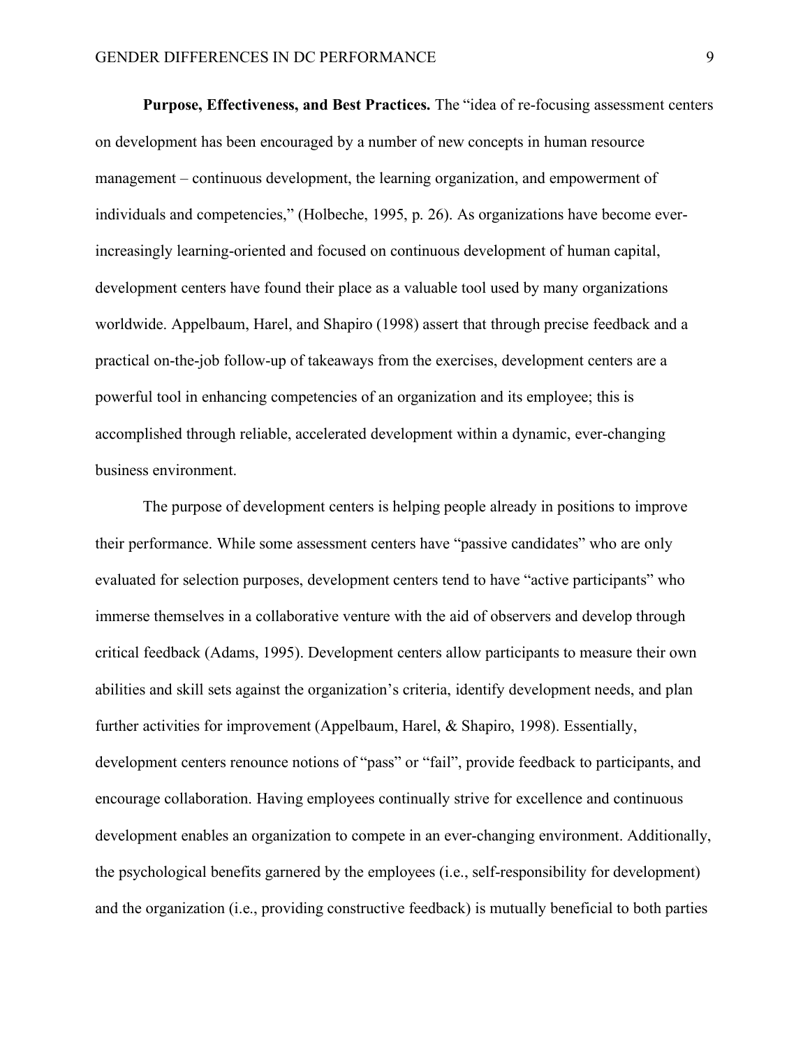**Purpose, Effectiveness, and Best Practices.** The "idea of re-focusing assessment centers on development has been encouraged by a number of new concepts in human resource management – continuous development, the learning organization, and empowerment of individuals and competencies," (Holbeche, 1995, p. 26). As organizations have become ever-increasingly learning-oriented and focused on continuous development of human capital, development centers have found their place as a valuable tool used by many organizations worldwide. Appelbaum, Harel, and Shapiro (1998) assert that through precise feedback and a practical on-the-job follow-up of takeaways from the exercises, development centers are a powerful tool in enhancing competencies of an organization and its employee; this is accomplished through reliable, accelerated development within a dynamic, ever-changing business environment.

The purpose of development centers is helping people already in positions to improve their performance. While some assessment centers have "passive candidates" who are only evaluated for selection purposes, development centers tend to have "active participants" who immerse themselves in a collaborative venture with the aid of observers and develop through critical feedback (Adams, 1995). Development centers allow participants to measure their own abilities and skill sets against the organization's criteria, identify development needs, and plan further activities for improvement (Appelbaum, Harel, & Shapiro, 1998). Essentially, development centers renounce notions of "pass" or "fail", provide feedback to participants, and encourage collaboration. Having employees continually strive for excellence and continuous development enables an organization to compete in an ever-changing environment. Additionally, the psychological benefits garnered by the employees (i.e., self-responsibility for development) and the organization (i.e., providing constructive feedback) is mutually beneficial to both parties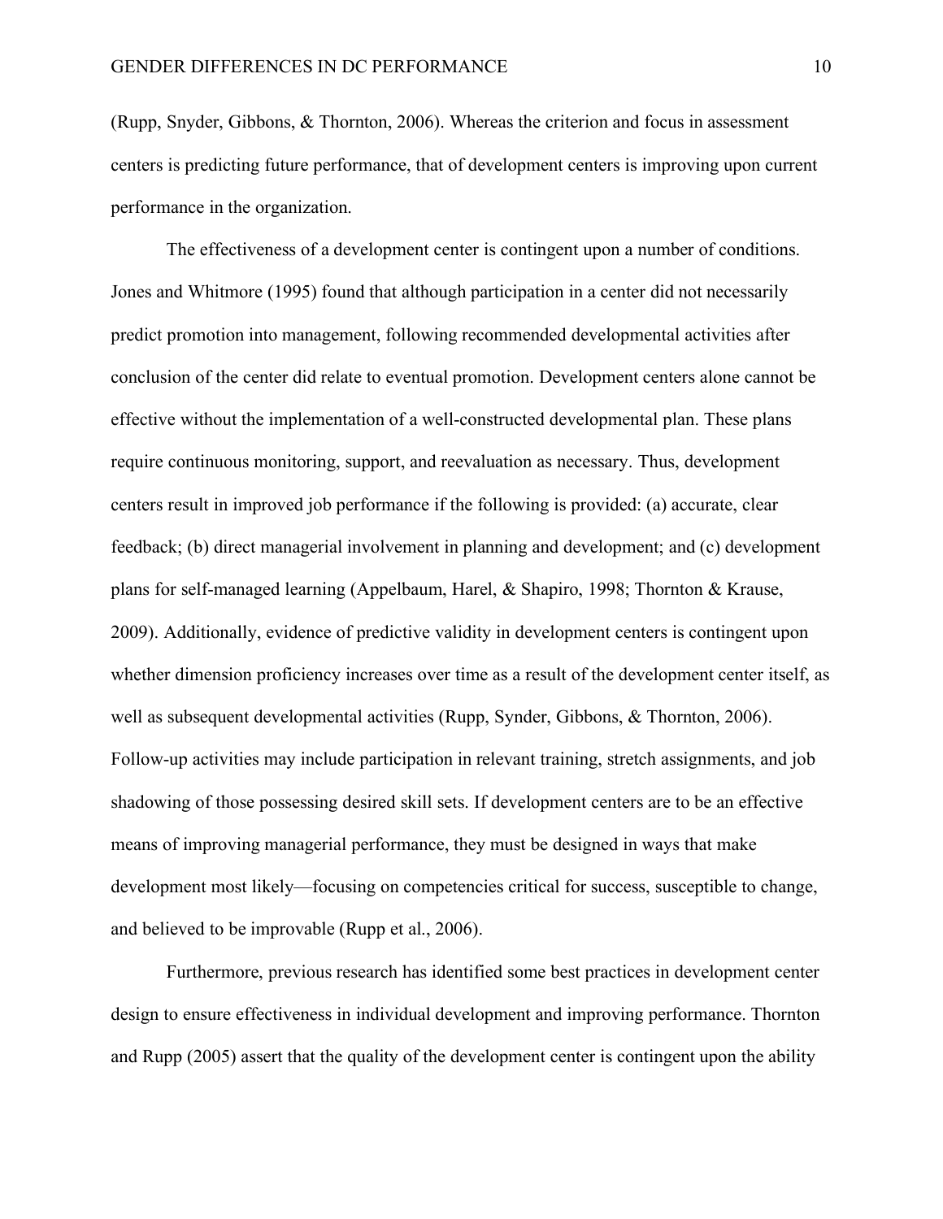(Rupp, Snyder, Gibbons, & Thornton, 2006). Whereas the criterion and focus in assessment centers is predicting future performance, that of development centers is improving upon current performance in the organization.

The effectiveness of a development center is contingent upon a number of conditions. Jones and Whitmore (1995) found that although participation in a center did not necessarily predict promotion into management, following recommended developmental activities after conclusion of the center did relate to eventual promotion. Development centers alone cannot be effective without the implementation of a well-constructed developmental plan. These plans require continuous monitoring, support, and reevaluation as necessary. Thus, development centers result in improved job performance if the following is provided: (a) accurate, clear feedback; (b) direct managerial involvement in planning and development; and (c) development plans for self-managed learning (Appelbaum, Harel, & Shapiro, 1998; Thornton & Krause, 2009). Additionally, evidence of predictive validity in development centers is contingent upon whether dimension proficiency increases over time as a result of the development center itself, as well as subsequent developmental activities (Rupp, Synder, Gibbons, & Thornton, 2006). Follow-up activities may include participation in relevant training, stretch assignments, and job shadowing of those possessing desired skill sets. If development centers are to be an effective means of improving managerial performance, they must be designed in ways that make development most likely—focusing on competencies critical for success, susceptible to change, and believed to be improvable (Rupp et al., 2006).

Furthermore, previous research has identified some best practices in development center design to ensure effectiveness in individual development and improving performance. Thornton and Rupp (2005) assert that the quality of the development center is contingent upon the ability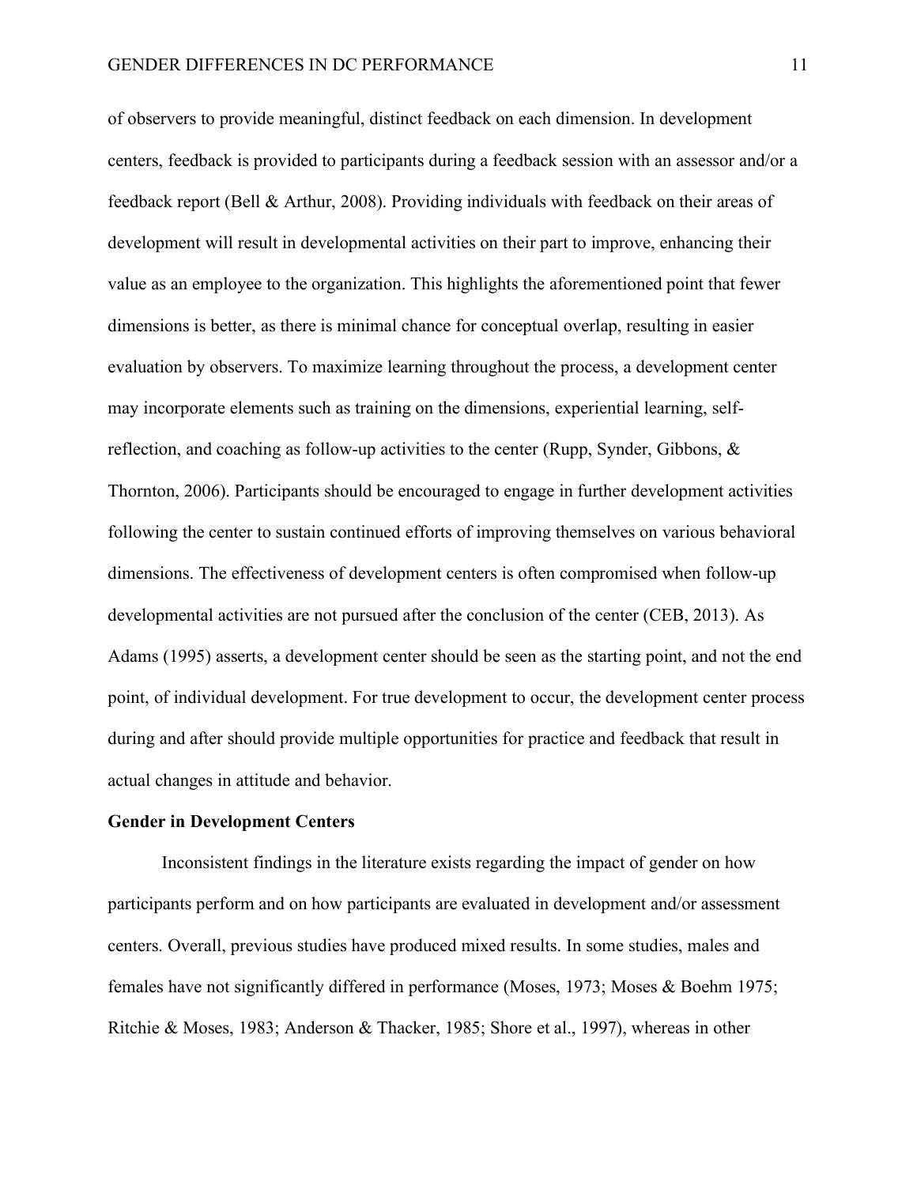of observers to provide meaningful, distinct feedback on each dimension. In development centers, feedback is provided to participants during a feedback session with an assessor and/or a feedback report (Bell & Arthur, 2008). Providing individuals with feedback on their areas of development will result in developmental activities on their part to improve, enhancing their value as an employee to the organization. This highlights the aforementioned point that fewer dimensions is better, as there is minimal chance for conceptual overlap, resulting in easier evaluation by observers. To maximize learning throughout the process, a development center may incorporate elements such as training on the dimensions, experiential learning, self-reflection, and coaching as follow-up activities to the center (Rupp, Synder, Gibbons, & Thornton, 2006). Participants should be encouraged to engage in further development activities following the center to sustain continued efforts of improving themselves on various behavioral dimensions. The effectiveness of development centers is often compromised when follow-up developmental activities are not pursued after the conclusion of the center (CEB, 2013). As Adams (1995) asserts, a development center should be seen as the starting point, and not the end point, of individual development. For true development to occur, the development center process during and after should provide multiple opportunities for practice and feedback that result in actual changes in attitude and behavior.

**Gender in Development Centers**

Inconsistent findings in the literature exists regarding the impact of gender on how participants perform and on how participants are evaluated in development and/or assessment centers. Overall, previous studies have produced mixed results. In some studies, males and females have not significantly differed in performance (Moses, 1973; Moses & Boehm 1975; Ritchie & Moses, 1983; Anderson & Thacker, 1985; Shore et al., 1997), whereas in other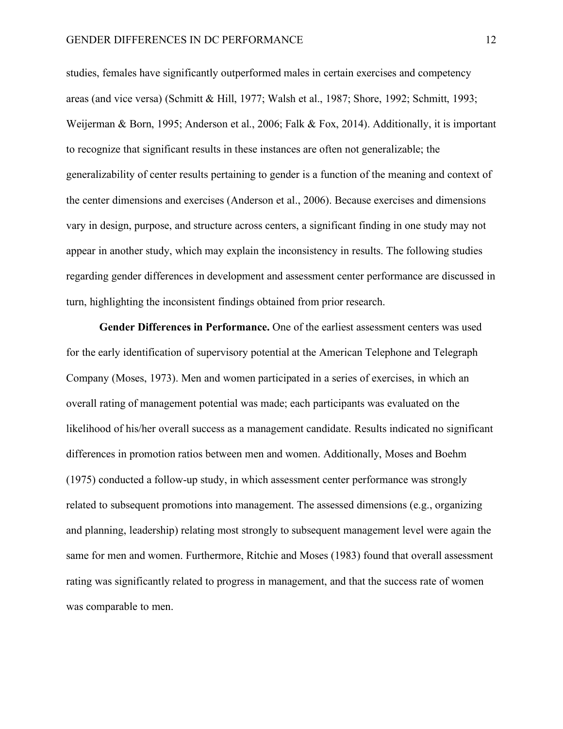studies, females have significantly outperformed males in certain exercises and competency areas (and vice versa) (Schmitt & Hill, 1977; Walsh et al., 1987; Shore, 1992; Schmitt, 1993; Weijerman & Born, 1995; Anderson et al., 2006; Falk & Fox, 2014). Additionally, it is important to recognize that significant results in these instances are often not generalizable; the generalizability of center results pertaining to gender is a function of the meaning and context of the center dimensions and exercises (Anderson et al., 2006). Because exercises and dimensions vary in design, purpose, and structure across centers, a significant finding in one study may not appear in another study, which may explain the inconsistency in results. The following studies regarding gender differences in development and assessment center performance are discussed in turn, highlighting the inconsistent findings obtained from prior research.

**Gender Differences in Performance.** One of the earliest assessment centers was used for the early identification of supervisory potential at the American Telephone and Telegraph Company (Moses, 1973). Men and women participated in a series of exercises, in which an overall rating of management potential was made; each participants was evaluated on the likelihood of his/her overall success as a management candidate. Results indicated no significant differences in promotion ratios between men and women. Additionally, Moses and Boehm (1975) conducted a follow-up study, in which assessment center performance was strongly related to subsequent promotions into management. The assessed dimensions (e.g., organizing and planning, leadership) relating most strongly to subsequent management level were again the same for men and women. Furthermore, Ritchie and Moses (1983) found that overall assessment rating was significantly related to progress in management, and that the success rate of women was comparable to men.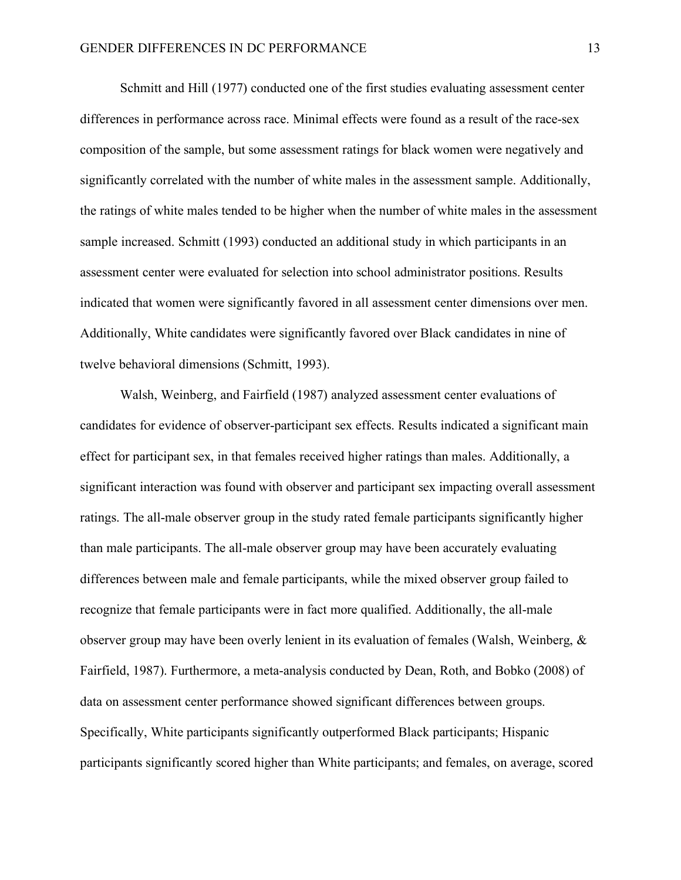Schmitt and Hill (1977) conducted one of the first studies evaluating assessment center differences in performance across race. Minimal effects were found as a result of the race-sex composition of the sample, but some assessment ratings for black women were negatively and significantly correlated with the number of white males in the assessment sample. Additionally, the ratings of white males tended to be higher when the number of white males in the assessment sample increased. Schmitt (1993) conducted an additional study in which participants in an assessment center were evaluated for selection into school administrator positions. Results indicated that women were significantly favored in all assessment center dimensions over men. Additionally, White candidates were significantly favored over Black candidates in nine of twelve behavioral dimensions (Schmitt, 1993).

Walsh, Weinberg, and Fairfield (1987) analyzed assessment center evaluations of candidates for evidence of observer-participant sex effects. Results indicated a significant main effect for participant sex, in that females received higher ratings than males. Additionally, a significant interaction was found with observer and participant sex impacting overall assessment ratings. The all-male observer group in the study rated female participants significantly higher than male participants. The all-male observer group may have been accurately evaluating differences between male and female participants, while the mixed observer group failed to recognize that female participants were in fact more qualified. Additionally, the all-male observer group may have been overly lenient in its evaluation of females (Walsh, Weinberg, & Fairfield, 1987). Furthermore, a meta-analysis conducted by Dean, Roth, and Bobko (2008) of data on assessment center performance showed significant differences between groups. Specifically, White participants significantly outperformed Black participants; Hispanic participants significantly scored higher than White participants; and females, on average, scored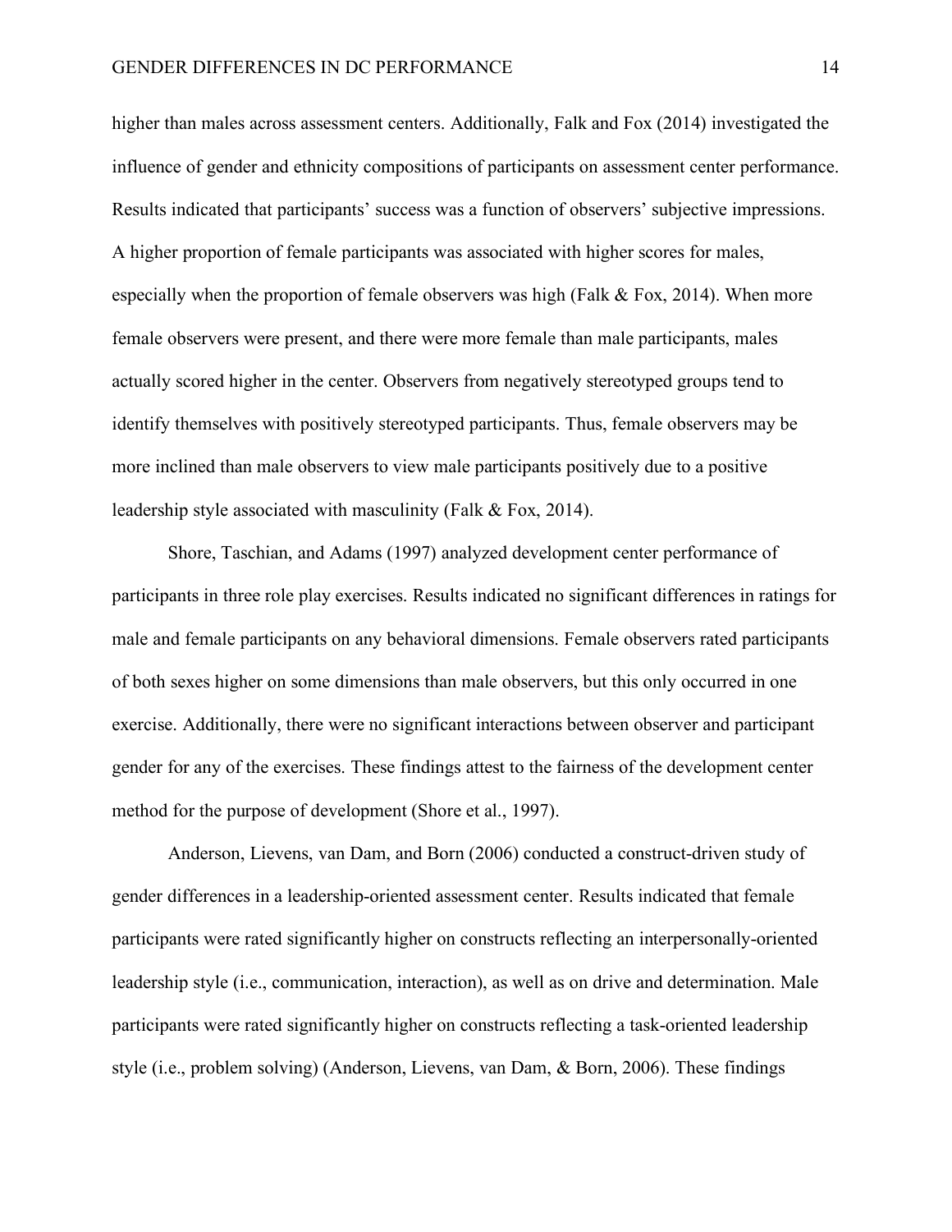higher than males across assessment centers. Additionally, Falk and Fox (2014) investigated the influence of gender and ethnicity compositions of participants on assessment center performance. Results indicated that participants' success was a function of observers' subjective impressions. A higher proportion of female participants was associated with higher scores for males, especially when the proportion of female observers was high (Falk & Fox, 2014). When more female observers were present, and there were more female than male participants, males actually scored higher in the center. Observers from negatively stereotyped groups tend to identify themselves with positively stereotyped participants. Thus, female observers may be more inclined than male observers to view male participants positively due to a positive leadership style associated with masculinity (Falk & Fox, 2014).

Shore, Taschian, and Adams (1997) analyzed development center performance of participants in three role play exercises. Results indicated no significant differences in ratings for male and female participants on any behavioral dimensions. Female observers rated participants of both sexes higher on some dimensions than male observers, but this only occurred in one exercise. Additionally, there were no significant interactions between observer and participant gender for any of the exercises. These findings attest to the fairness of the development center method for the purpose of development (Shore et al., 1997).

Anderson, Lievens, van Dam, and Born (2006) conducted a construct-driven study of gender differences in a leadership-oriented assessment center. Results indicated that female participants were rated significantly higher on constructs reflecting an interpersonally-oriented leadership style (i.e., communication, interaction), as well as on drive and determination. Male participants were rated significantly higher on constructs reflecting a task-oriented leadership style (i.e., problem solving) (Anderson, Lievens, van Dam, & Born, 2006). These findings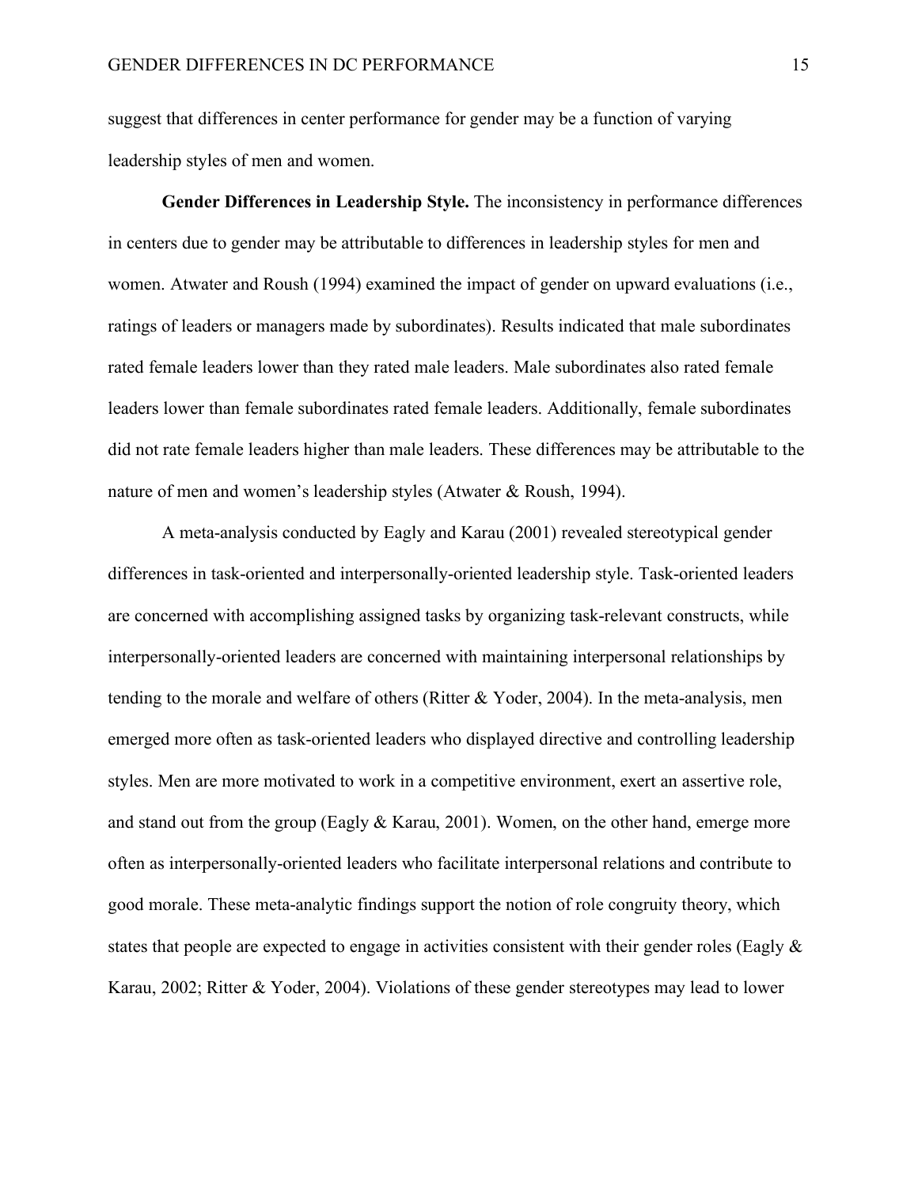suggest that differences in center performance for gender may be a function of varying leadership styles of men and women.

**Gender Differences in Leadership Style.** The inconsistency in performance differences in centers due to gender may be attributable to differences in leadership styles for men and women. Atwater and Roush (1994) examined the impact of gender on upward evaluations (i.e., ratings of leaders or managers made by subordinates). Results indicated that male subordinates rated female leaders lower than they rated male leaders. Male subordinates also rated female leaders lower than female subordinates rated female leaders. Additionally, female subordinates did not rate female leaders higher than male leaders. These differences may be attributable to the nature of men and women's leadership styles (Atwater & Roush, 1994).

A meta-analysis conducted by Eagly and Karau (2001) revealed stereotypical gender differences in task-oriented and interpersonally-oriented leadership style. Task-oriented leaders are concerned with accomplishing assigned tasks by organizing task-relevant constructs, while interpersonally-oriented leaders are concerned with maintaining interpersonal relationships by tending to the morale and welfare of others (Ritter & Yoder, 2004). In the meta-analysis, men emerged more often as task-oriented leaders who displayed directive and controlling leadership styles. Men are more motivated to work in a competitive environment, exert an assertive role, and stand out from the group (Eagly & Karau, 2001). Women, on the other hand, emerge more often as interpersonally-oriented leaders who facilitate interpersonal relations and contribute to good morale. These meta-analytic findings support the notion of role congruity theory, which states that people are expected to engage in activities consistent with their gender roles (Eagly & Karau, 2002; Ritter & Yoder, 2004). Violations of these gender stereotypes may lead to lower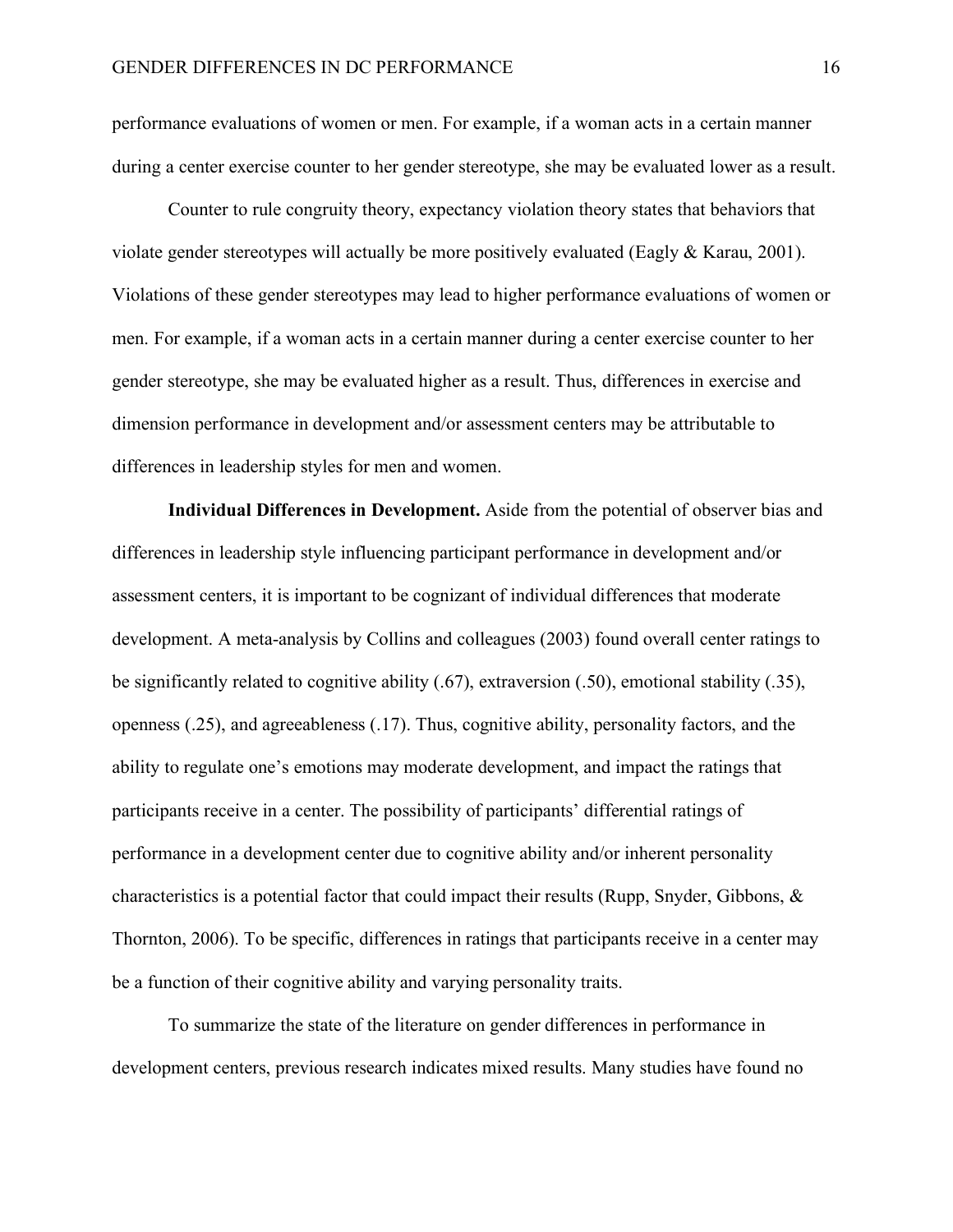performance evaluations of women or men. For example, if a woman acts in a certain manner during a center exercise counter to her gender stereotype, she may be evaluated lower as a result.

Counter to rule congruity theory, expectancy violation theory states that behaviors that violate gender stereotypes will actually be more positively evaluated (Eagly & Karau, 2001). Violations of these gender stereotypes may lead to higher performance evaluations of women or men. For example, if a woman acts in a certain manner during a center exercise counter to her gender stereotype, she may be evaluated higher as a result. Thus, differences in exercise and dimension performance in development and/or assessment centers may be attributable to differences in leadership styles for men and women.

**Individual Differences in Development.** Aside from the potential of observer bias and differences in leadership style influencing participant performance in development and/or assessment centers, it is important to be cognizant of individual differences that moderate development. A meta-analysis by Collins and colleagues (2003) found overall center ratings to be significantly related to cognitive ability (.67), extraversion (.50), emotional stability (.35), openness (.25), and agreeableness (.17). Thus, cognitive ability, personality factors, and the ability to regulate one's emotions may moderate development, and impact the ratings that participants receive in a center. The possibility of participants' differential ratings of performance in a development center due to cognitive ability and/or inherent personality characteristics is a potential factor that could impact their results (Rupp, Snyder, Gibbons, & Thornton, 2006). To be specific, differences in ratings that participants receive in a center may be a function of their cognitive ability and varying personality traits.

To summarize the state of the literature on gender differences in performance in development centers, previous research indicates mixed results. Many studies have found no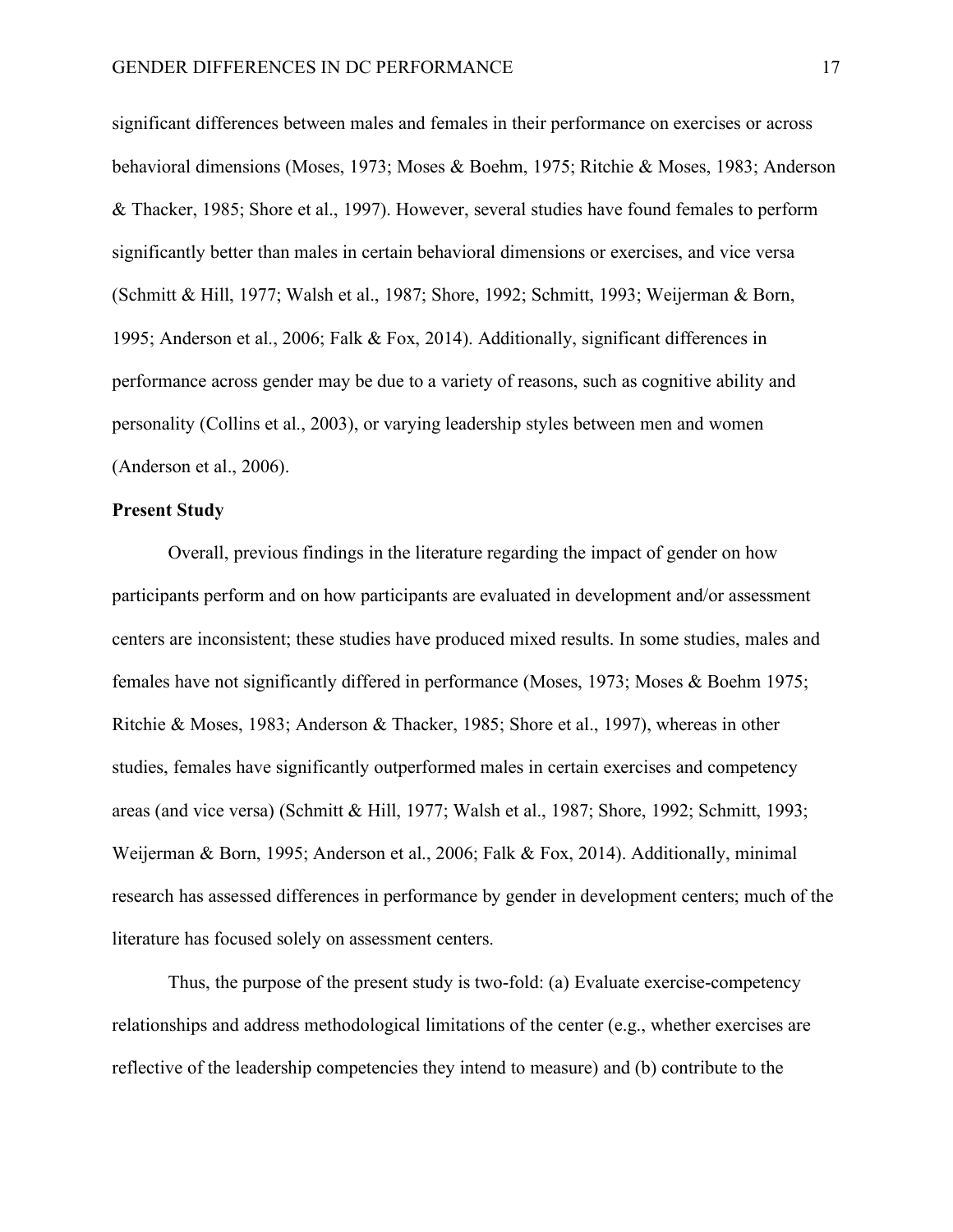significant differences between males and females in their performance on exercises or across behavioral dimensions (Moses, 1973; Moses & Boehm, 1975; Ritchie & Moses, 1983; Anderson & Thacker, 1985; Shore et al., 1997). However, several studies have found females to perform significantly better than males in certain behavioral dimensions or exercises, and vice versa (Schmitt & Hill, 1977; Walsh et al., 1987; Shore, 1992; Schmitt, 1993; Weijerman & Born, 1995; Anderson et al., 2006; Falk & Fox, 2014). Additionally, significant differences in performance across gender may be due to a variety of reasons, such as cognitive ability and personality (Collins et al., 2003), or varying leadership styles between men and women (Anderson et al., 2006).

**Present Study**

Overall, previous findings in the literature regarding the impact of gender on how participants perform and on how participants are evaluated in development and/or assessment centers are inconsistent; these studies have produced mixed results. In some studies, males and females have not significantly differed in performance (Moses, 1973; Moses & Boehm 1975; Ritchie & Moses, 1983; Anderson & Thacker, 1985; Shore et al., 1997), whereas in other studies, females have significantly outperformed males in certain exercises and competency areas (and vice versa) (Schmitt & Hill, 1977; Walsh et al., 1987; Shore, 1992; Schmitt, 1993; Weijerman & Born, 1995; Anderson et al., 2006; Falk & Fox, 2014). Additionally, minimal research has assessed differences in performance by gender in development centers; much of the literature has focused solely on assessment centers.

Thus, the purpose of the present study is two-fold: (a) Evaluate exercise-competency relationships and address methodological limitations of the center (e.g., whether exercises are reflective of the leadership competencies they intend to measure) and (b) contribute to the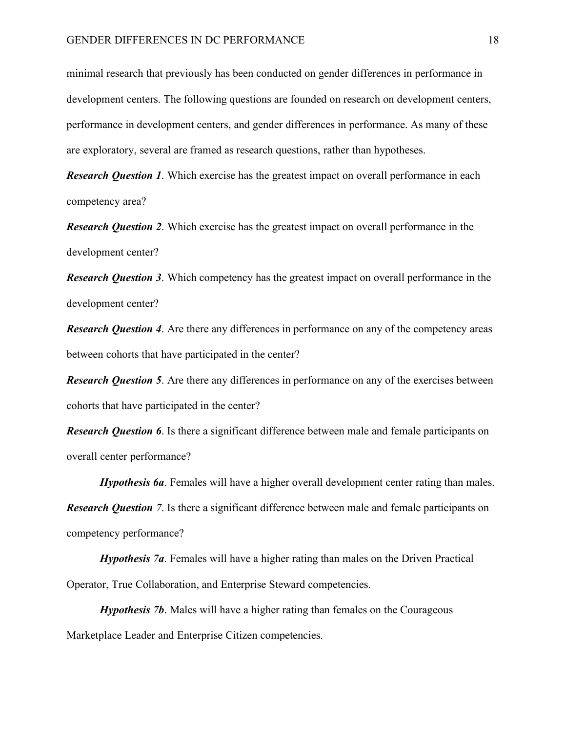minimal research that previously has been conducted on gender differences in performance in development centers. The following questions are founded on research on development centers, performance in development centers, and gender differences in performance. As many of these are exploratory, several are framed as research questions, rather than hypotheses.

***Research Question 1***. Which exercise has the greatest impact on overall performance in each competency area?

***Research Question 2***. Which exercise has the greatest impact on overall performance in the development center?

***Research Question 3***. Which competency has the greatest impact on overall performance in the development center?

***Research Question 4***. Are there any differences in performance on any of the competency areas between cohorts that have participated in the center?

***Research Question 5***. Are there any differences in performance on any of the exercises between cohorts that have participated in the center?

***Research Question 6***. Is there a significant difference between male and female participants on overall center performance?

***Hypothesis 6a***. Females will have a higher overall development center rating than males.

***Research Question 7***. Is there a significant difference between male and female participants on competency performance?

***Hypothesis 7a***. Females will have a higher rating than males on the Driven Practical Operator, True Collaboration, and Enterprise Steward competencies.

***Hypothesis 7b***. Males will have a higher rating than females on the Courageous Marketplace Leader and Enterprise Citizen competencies.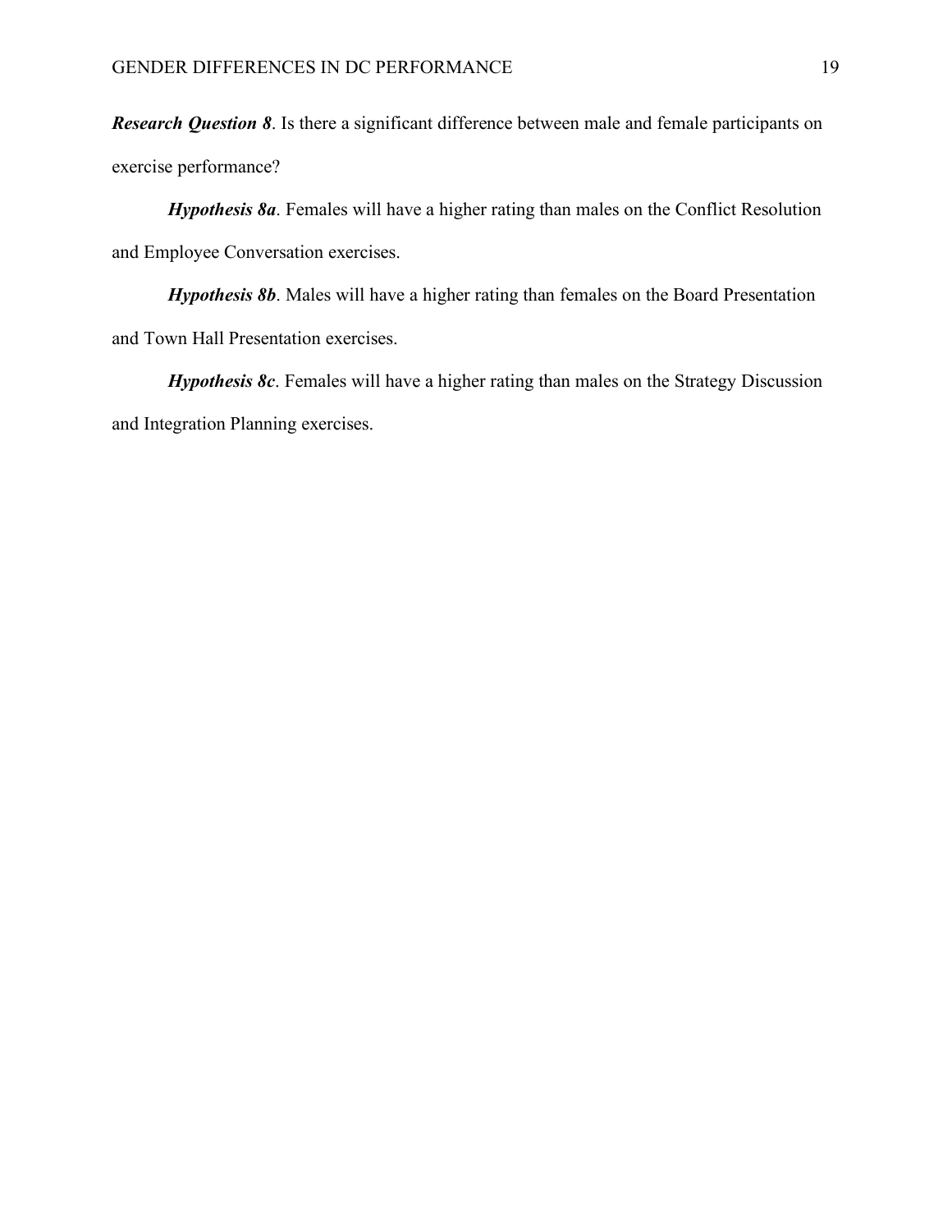***Research Question 8***. Is there a significant difference between male and female participants on exercise performance?

***Hypothesis 8a***. Females will have a higher rating than males on the Conflict Resolution and Employee Conversation exercises.

***Hypothesis 8b***. Males will have a higher rating than females on the Board Presentation and Town Hall Presentation exercises.

***Hypothesis 8c***. Females will have a higher rating than males on the Strategy Discussion and Integration Planning exercises.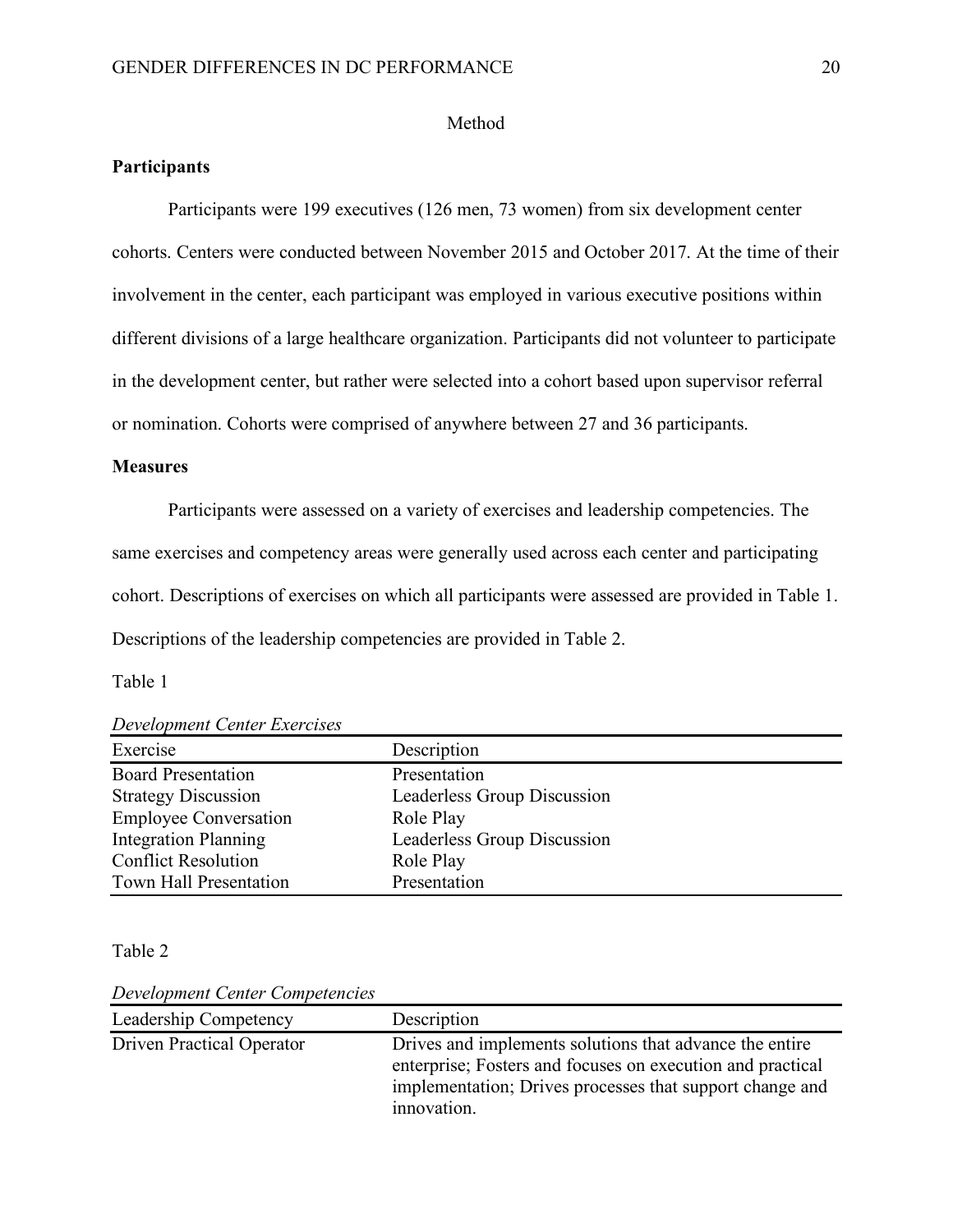# Method

## Participants

Participants were 199 executives (126 men, 73 women) from six development center cohorts. Centers were conducted between November 2015 and October 2017. At the time of their involvement in the center, each participant was employed in various executive positions within different divisions of a large healthcare organization. Participants did not volunteer to participate in the development center, but rather were selected into a cohort based upon supervisor referral or nomination. Cohorts were comprised of anywhere between 27 and 36 participants.

## Measures

Participants were assessed on a variety of exercises and leadership competencies. The same exercises and competency areas were generally used across each center and participating cohort. Descriptions of exercises on which all participants were assessed are provided in Table 1. Descriptions of the leadership competencies are provided in Table 2.

Table 1

*Development Center Exercises*

| Exercise | Description |
| --- | --- |
| Board Presentation | Presentation |
| Strategy Discussion | Leaderless Group Discussion |
| Employee Conversation | Role Play |
| Integration Planning | Leaderless Group Discussion |
| Conflict Resolution | Role Play |
| Town Hall Presentation | Presentation |

Table 2

*Development Center Competencies*

| Leadership Competency | Description |
| --- | --- |
| Driven Practical Operator | Drives and implements solutions that advance the entire enterprise; Fosters and focuses on execution and practical implementation; Drives processes that support change and innovation. |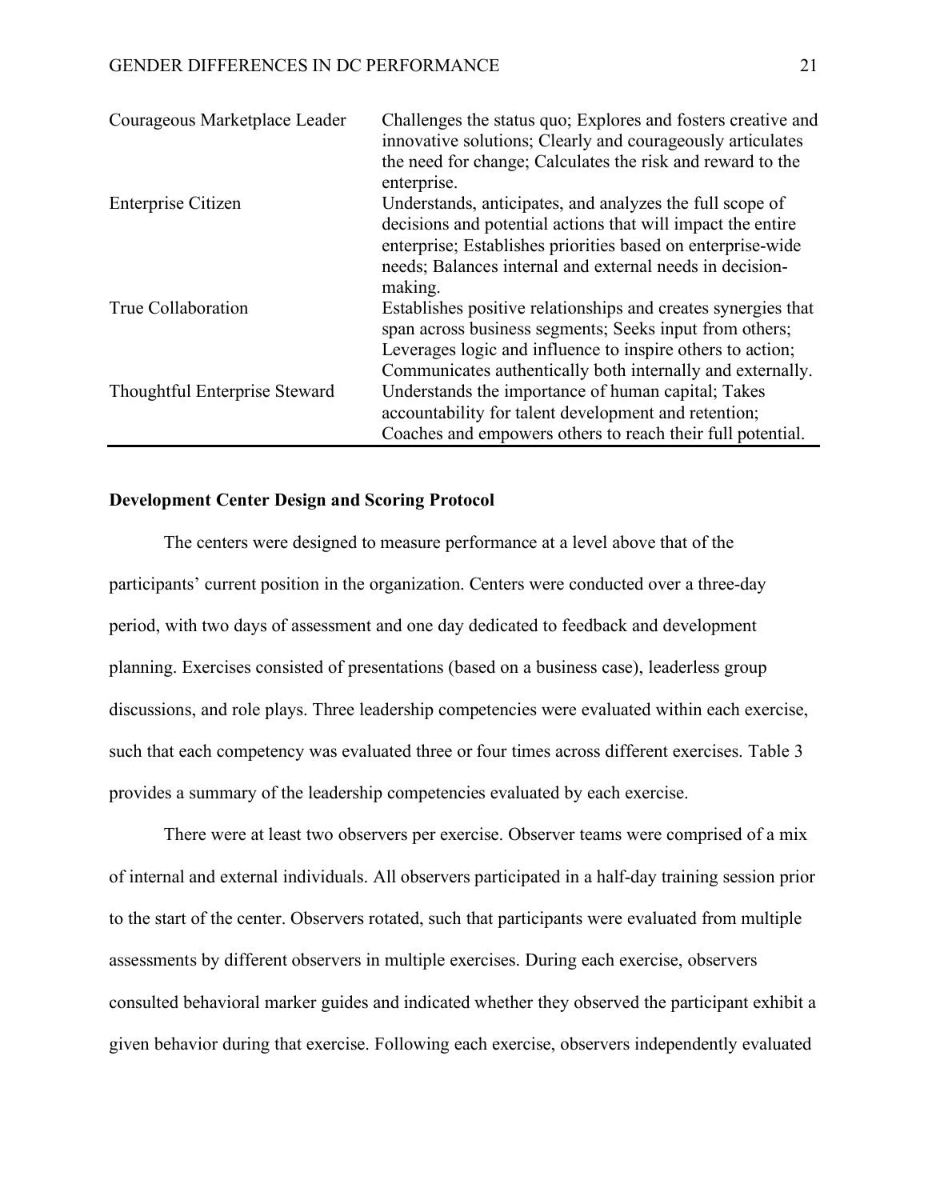| | |
|---|---|
| Courageous Marketplace Leader | Challenges the status quo; Explores and fosters creative and innovative solutions; Clearly and courageously articulates the need for change; Calculates the risk and reward to the enterprise. |
| Enterprise Citizen | Understands, anticipates, and analyzes the full scope of decisions and potential actions that will impact the entire enterprise; Establishes priorities based on enterprise-wide needs; Balances internal and external needs in decision-making. |
| True Collaboration | Establishes positive relationships and creates synergies that span across business segments; Seeks input from others; Leverages logic and influence to inspire others to action; Communicates authentically both internally and externally. |
| Thoughtful Enterprise Steward | Understands the importance of human capital; Takes accountability for talent development and retention; Coaches and empowers others to reach their full potential. |

**Development Center Design and Scoring Protocol**

The centers were designed to measure performance at a level above that of the participants' current position in the organization. Centers were conducted over a three-day period, with two days of assessment and one day dedicated to feedback and development planning. Exercises consisted of presentations (based on a business case), leaderless group discussions, and role plays. Three leadership competencies were evaluated within each exercise, such that each competency was evaluated three or four times across different exercises. Table 3 provides a summary of the leadership competencies evaluated by each exercise.

There were at least two observers per exercise. Observer teams were comprised of a mix of internal and external individuals. All observers participated in a half-day training session prior to the start of the center. Observers rotated, such that participants were evaluated from multiple assessments by different observers in multiple exercises. During each exercise, observers consulted behavioral marker guides and indicated whether they observed the participant exhibit a given behavior during that exercise. Following each exercise, observers independently evaluated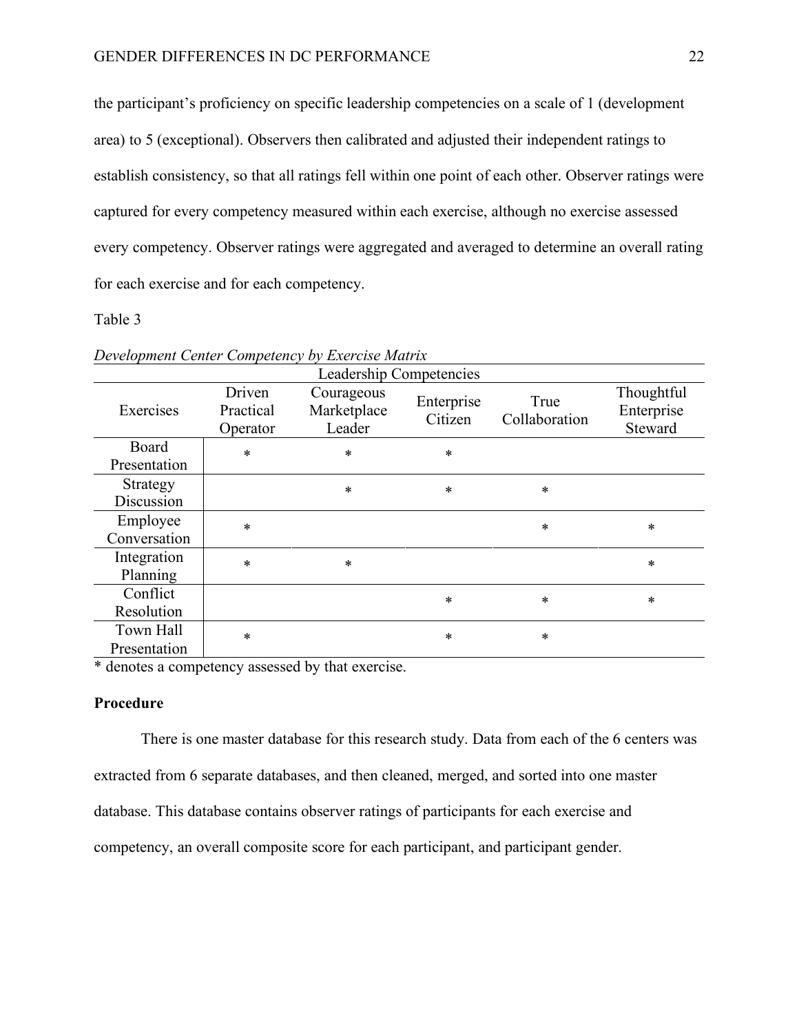the participant's proficiency on specific leadership competencies on a scale of 1 (development area) to 5 (exceptional). Observers then calibrated and adjusted their independent ratings to establish consistency, so that all ratings fell within one point of each other. Observer ratings were captured for every competency measured within each exercise, although no exercise assessed every competency. Observer ratings were aggregated and averaged to determine an overall rating for each exercise and for each competency.

Table 3

*Development Center Competency by Exercise Matrix*

| | Leadership Competencies | | | | |
|---|---|---|---|---|---|
| Exercises | Driven Practical Operator | Courageous Marketplace Leader | Enterprise Citizen | True Collaboration | Thoughtful Enterprise Steward |
| Board Presentation | * | * | * | | |
| Strategy Discussion | | * | * | * | |
| Employee Conversation | * | | | * | * |
| Integration Planning | * | * | | | * |
| Conflict Resolution | | | * | * | * |
| Town Hall Presentation | * | | * | * | |

* denotes a competency assessed by that exercise.

**Procedure**

There is one master database for this research study. Data from each of the 6 centers was extracted from 6 separate databases, and then cleaned, merged, and sorted into one master database. This database contains observer ratings of participants for each exercise and competency, an overall composite score for each participant, and participant gender.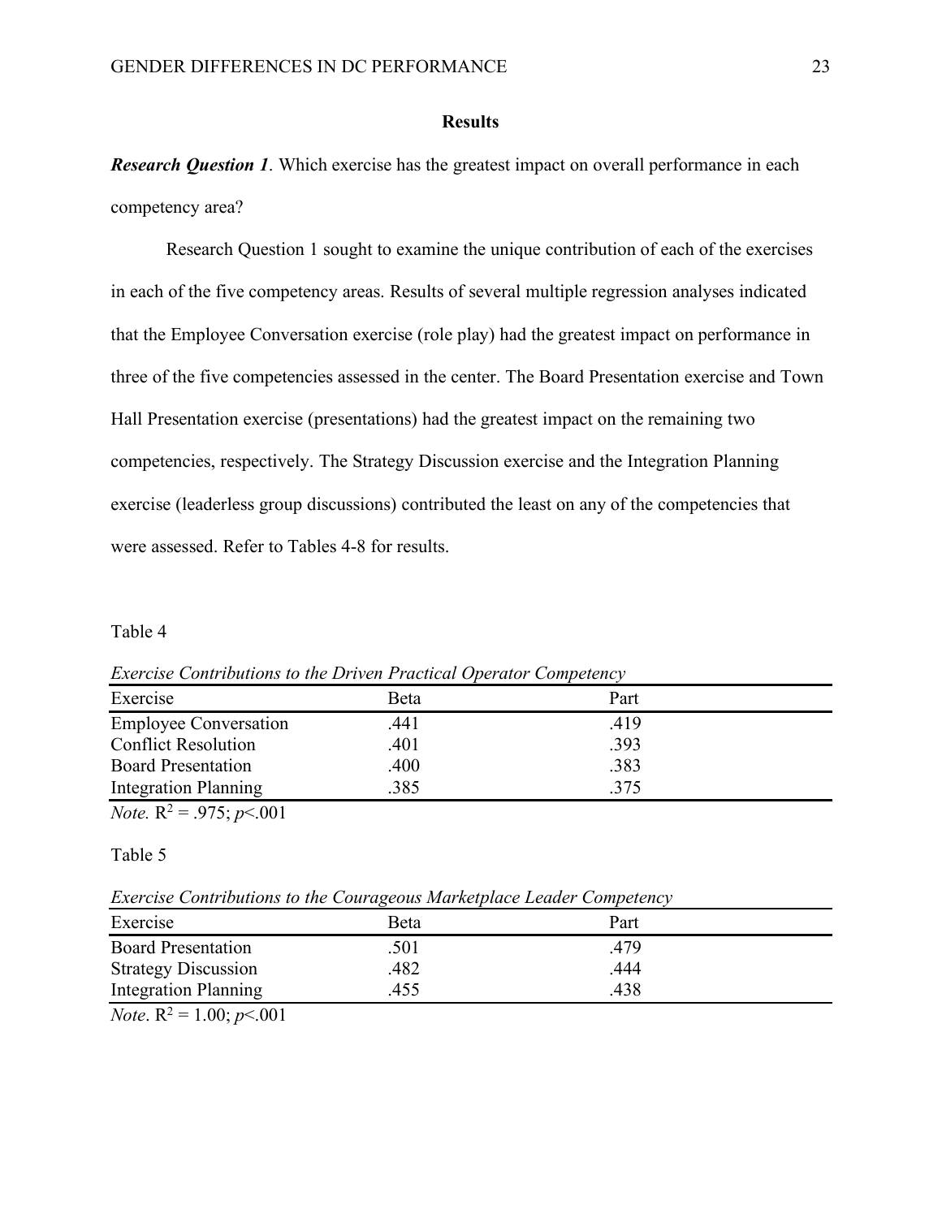## Results

***Research Question 1***. Which exercise has the greatest impact on overall performance in each competency area?

Research Question 1 sought to examine the unique contribution of each of the exercises in each of the five competency areas. Results of several multiple regression analyses indicated that the Employee Conversation exercise (role play) had the greatest impact on performance in three of the five competencies assessed in the center. The Board Presentation exercise and Town Hall Presentation exercise (presentations) had the greatest impact on the remaining two competencies, respectively. The Strategy Discussion exercise and the Integration Planning exercise (leaderless group discussions) contributed the least on any of the competencies that were assessed. Refer to Tables 4-8 for results.

Table 4

*Exercise Contributions to the Driven Practical Operator Competency*

| Exercise | Beta | Part |
|---|---|---|
| Employee Conversation | .441 | .419 |
| Conflict Resolution | .401 | .393 |
| Board Presentation | .400 | .383 |
| Integration Planning | .385 | .375 |

*Note.* $R^2 = .975$; $p<.001$

Table 5

*Exercise Contributions to the Courageous Marketplace Leader Competency*

| Exercise | Beta | Part |
|---|---|---|
| Board Presentation | .501 | .479 |
| Strategy Discussion | .482 | .444 |
| Integration Planning | .455 | .438 |

*Note*. $R^2 = 1.00$; $p<.001$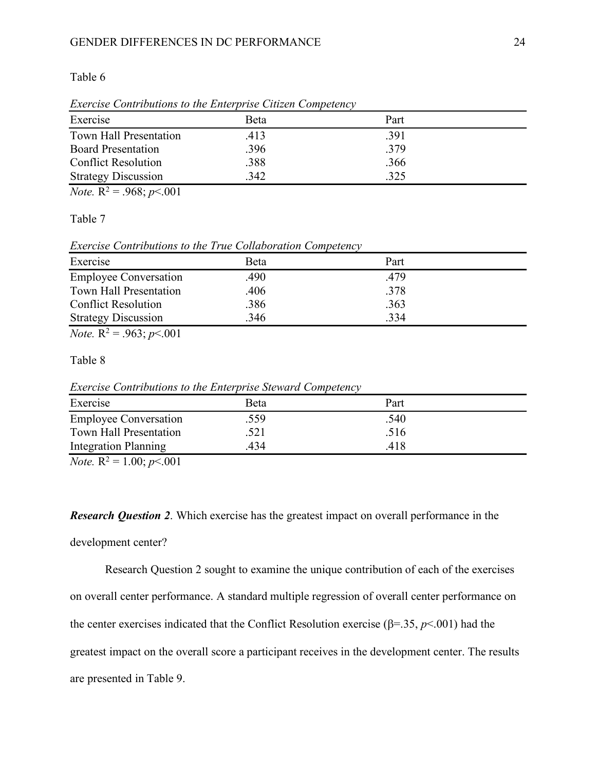Table 6

*Exercise Contributions to the Enterprise Citizen Competency*

| Exercise | Beta | Part |
|---|---|---|
| Town Hall Presentation | .413 | .391 |
| Board Presentation | .396 | .379 |
| Conflict Resolution | .388 | .366 |
| Strategy Discussion | .342 | .325 |

*Note.* $R^2 = .968$; $p<.001$

Table 7

*Exercise Contributions to the True Collaboration Competency*

| Exercise | Beta | Part |
|---|---|---|
| Employee Conversation | .490 | .479 |
| Town Hall Presentation | .406 | .378 |
| Conflict Resolution | .386 | .363 |
| Strategy Discussion | .346 | .334 |

*Note.* $R^2 = .963$; $p<.001$

Table 8

*Exercise Contributions to the Enterprise Steward Competency*

| Exercise | Beta | Part |
|---|---|---|
| Employee Conversation | .559 | .540 |
| Town Hall Presentation | .521 | .516 |
| Integration Planning | .434 | .418 |

*Note.* $R^2 = 1.00$; $p<.001$

***Research Question 2***. Which exercise has the greatest impact on overall performance in the development center?

Research Question 2 sought to examine the unique contribution of each of the exercises on overall center performance. A standard multiple regression of overall center performance on the center exercises indicated that the Conflict Resolution exercise ($\beta=.35$, $p<.001$) had the greatest impact on the overall score a participant receives in the development center. The results are presented in Table 9.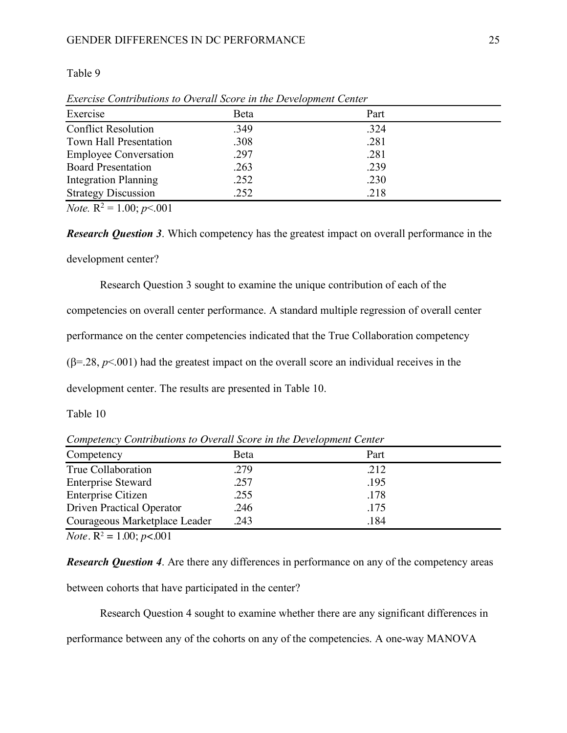Table 9

*Exercise Contributions to Overall Score in the Development Center*

| Exercise | Beta | Part |
| --- | --- | --- |
| Conflict Resolution | .349 | .324 |
| Town Hall Presentation | .308 | .281 |
| Employee Conversation | .297 | .281 |
| Board Presentation | .263 | .239 |
| Integration Planning | .252 | .230 |
| Strategy Discussion | .252 | .218 |

*Note.* $R^2 = 1.00$; $p<.001$

***Research Question 3***. Which competency has the greatest impact on overall performance in the development center?

Research Question 3 sought to examine the unique contribution of each of the competencies on overall center performance. A standard multiple regression of overall center performance on the center competencies indicated that the True Collaboration competency ($\beta=.28$, $p<.001$) had the greatest impact on the overall score an individual receives in the development center. The results are presented in Table 10.

Table 10

*Competency Contributions to Overall Score in the Development Center*

| Competency | Beta | Part |
| --- | --- | --- |
| True Collaboration | .279 | .212 |
| Enterprise Steward | .257 | .195 |
| Enterprise Citizen | .255 | .178 |
| Driven Practical Operator | .246 | .175 |
| Courageous Marketplace Leader | .243 | .184 |

*Note*. $R^2 = 1.00$; $p<.001$

***Research Question 4***. Are there any differences in performance on any of the competency areas between cohorts that have participated in the center?

Research Question 4 sought to examine whether there are any significant differences in performance between any of the cohorts on any of the competencies. A one-way MANOVA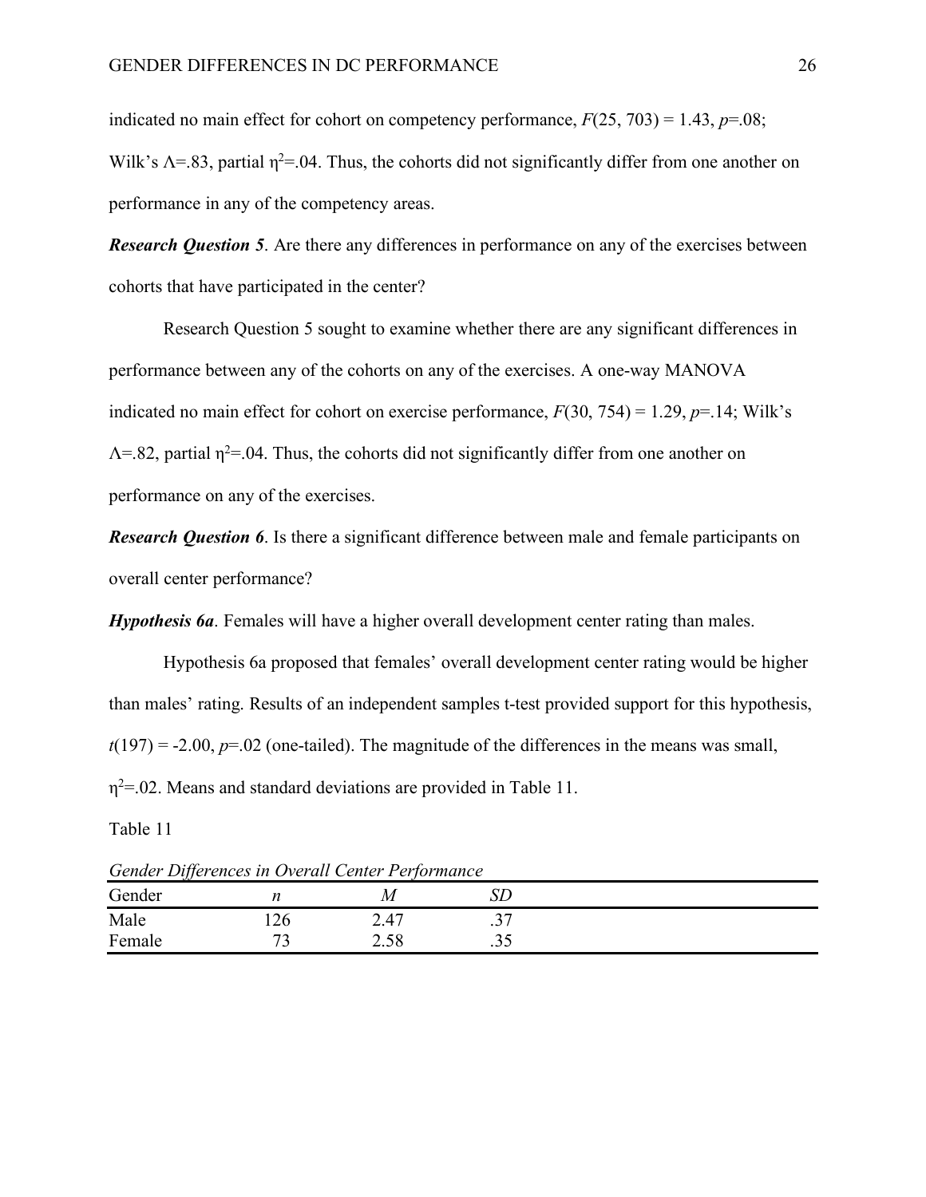indicated no main effect for cohort on competency performance, $F(25, 703) = 1.43$, $p=.08$; Wilk's $\Lambda=.83$, partial $\eta^2=.04$. Thus, the cohorts did not significantly differ from one another on performance in any of the competency areas.

***Research Question 5***. Are there any differences in performance on any of the exercises between cohorts that have participated in the center?

Research Question 5 sought to examine whether there are any significant differences in performance between any of the cohorts on any of the exercises. A one-way MANOVA indicated no main effect for cohort on exercise performance, $F(30, 754) = 1.29$, $p=.14$; Wilk's $\Lambda=.82$, partial $\eta^2=.04$. Thus, the cohorts did not significantly differ from one another on performance on any of the exercises.

***Research Question 6***. Is there a significant difference between male and female participants on overall center performance?

***Hypothesis 6a***. Females will have a higher overall development center rating than males.

Hypothesis 6a proposed that females' overall development center rating would be higher than males' rating. Results of an independent samples t-test provided support for this hypothesis, $t(197) = -2.00$, $p=.02$ (one-tailed). The magnitude of the differences in the means was small, $\eta^2=.02$. Means and standard deviations are provided in Table 11.

Table 11

*Gender Differences in Overall Center Performance*

| Gender | *n* | *M* | *SD* |
|---|---|---|---|
| Male | 126 | 2.47 | .37 |
| Female | 73 | 2.58 | .35 |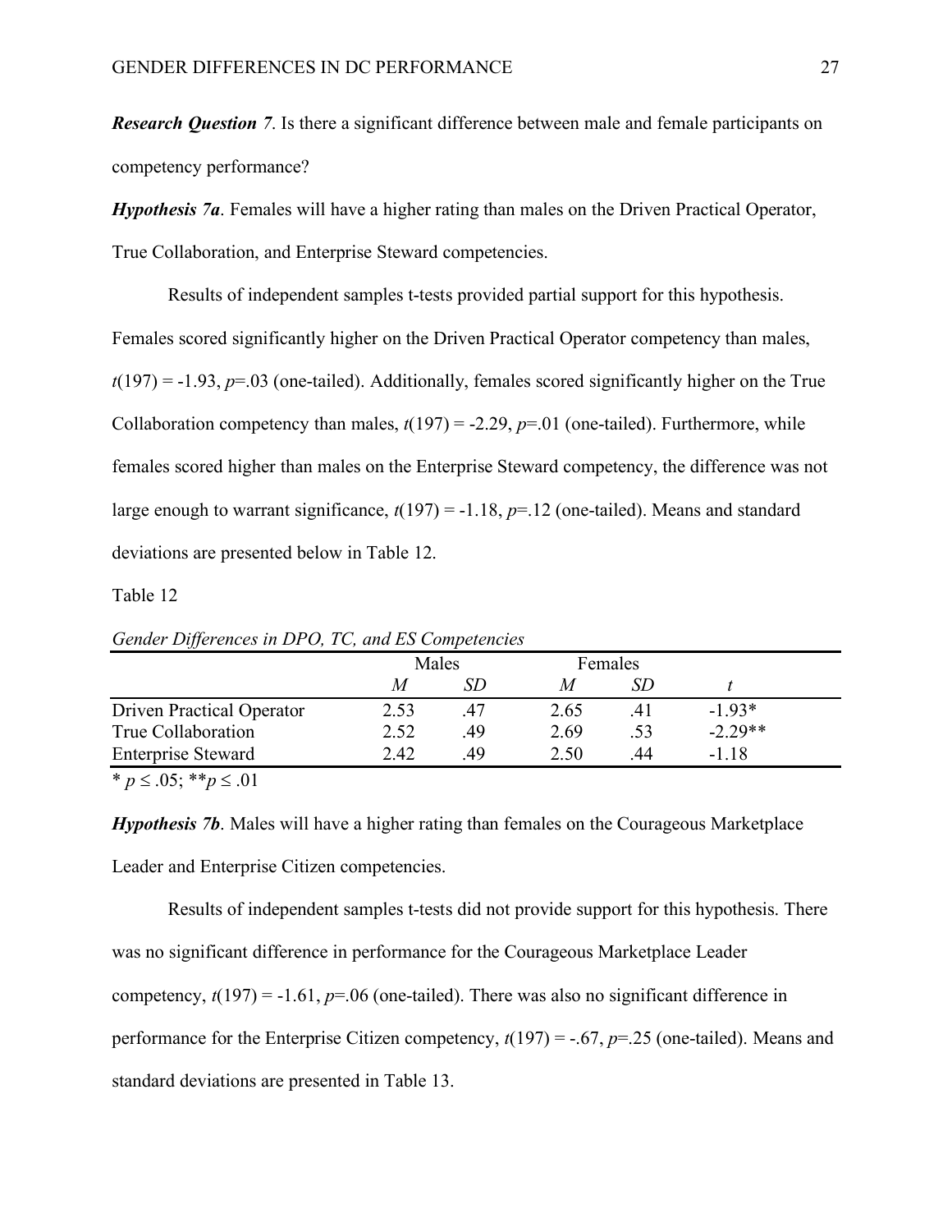***Research Question 7***. Is there a significant difference between male and female participants on competency performance?

***Hypothesis 7a***. Females will have a higher rating than males on the Driven Practical Operator, True Collaboration, and Enterprise Steward competencies.

Results of independent samples t-tests provided partial support for this hypothesis. Females scored significantly higher on the Driven Practical Operator competency than males, $t(197) = -1.93$, $p=.03$ (one-tailed). Additionally, females scored significantly higher on the True Collaboration competency than males, $t(197) = -2.29$, $p=.01$ (one-tailed). Furthermore, while females scored higher than males on the Enterprise Steward competency, the difference was not large enough to warrant significance, $t(197) = -1.18$, $p=.12$ (one-tailed). Means and standard deviations are presented below in Table 12.

Table 12

*Gender Differences in DPO, TC, and ES Competencies*

| | Males | | Females | | |
|---|---|---|---|---|---|
| | *M* | *SD* | *M* | *SD* | *t* |
| Driven Practical Operator | 2.53 | .47 | 2.65 | .41 | -1.93* |
| True Collaboration | 2.52 | .49 | 2.69 | .53 | -2.29** |
| Enterprise Steward | 2.42 | .49 | 2.50 | .44 | -1.18 |

* $p \leq .05$; ** $p \leq .01$

***Hypothesis 7b***. Males will have a higher rating than females on the Courageous Marketplace Leader and Enterprise Citizen competencies.

Results of independent samples t-tests did not provide support for this hypothesis. There was no significant difference in performance for the Courageous Marketplace Leader competency, $t(197) = -1.61$, $p=.06$ (one-tailed). There was also no significant difference in performance for the Enterprise Citizen competency, $t(197) = -.67$, $p=.25$ (one-tailed). Means and standard deviations are presented in Table 13.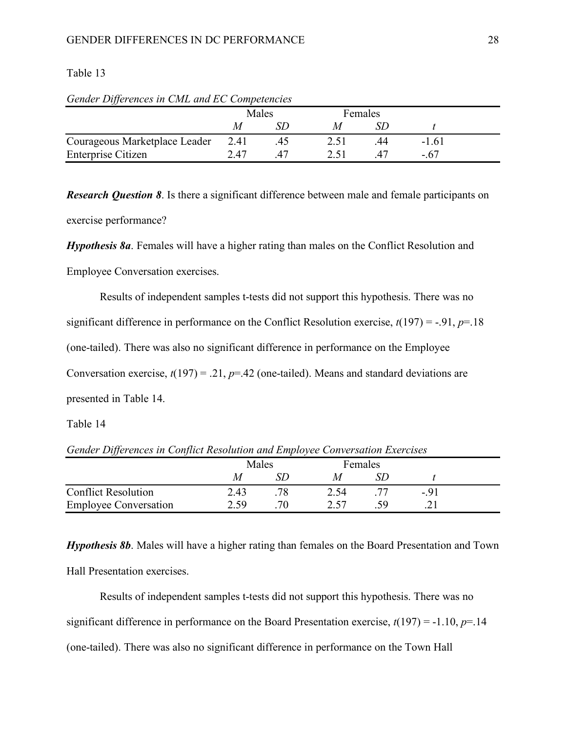Table 13

*Gender Differences in CML and EC Competencies*

| | Males | | Females | | |
|---|---|---|---|---|---|
| | *M* | *SD* | *M* | *SD* | *t* |
| Courageous Marketplace Leader | 2.41 | .45 | 2.51 | .44 | -1.61 |
| Enterprise Citizen | 2.47 | .47 | 2.51 | .47 | -.67 |

***Research Question 8***. Is there a significant difference between male and female participants on exercise performance?

***Hypothesis 8a***. Females will have a higher rating than males on the Conflict Resolution and Employee Conversation exercises.

Results of independent samples t-tests did not support this hypothesis. There was no significant difference in performance on the Conflict Resolution exercise, $t(197) = -.91$, $p=.18$ (one-tailed). There was also no significant difference in performance on the Employee Conversation exercise, $t(197) = .21$, $p=.42$ (one-tailed). Means and standard deviations are presented in Table 14.

Table 14

*Gender Differences in Conflict Resolution and Employee Conversation Exercises*

| | Males | | Females | | |
|---|---|---|---|---|---|
| | *M* | *SD* | *M* | *SD* | *t* |
| Conflict Resolution | 2.43 | .78 | 2.54 | .77 | -.91 |
| Employee Conversation | 2.59 | .70 | 2.57 | .59 | .21 |

***Hypothesis 8b***. Males will have a higher rating than females on the Board Presentation and Town Hall Presentation exercises.

Results of independent samples t-tests did not support this hypothesis. There was no significant difference in performance on the Board Presentation exercise, $t(197) = -1.10$, $p=.14$ (one-tailed). There was also no significant difference in performance on the Town Hall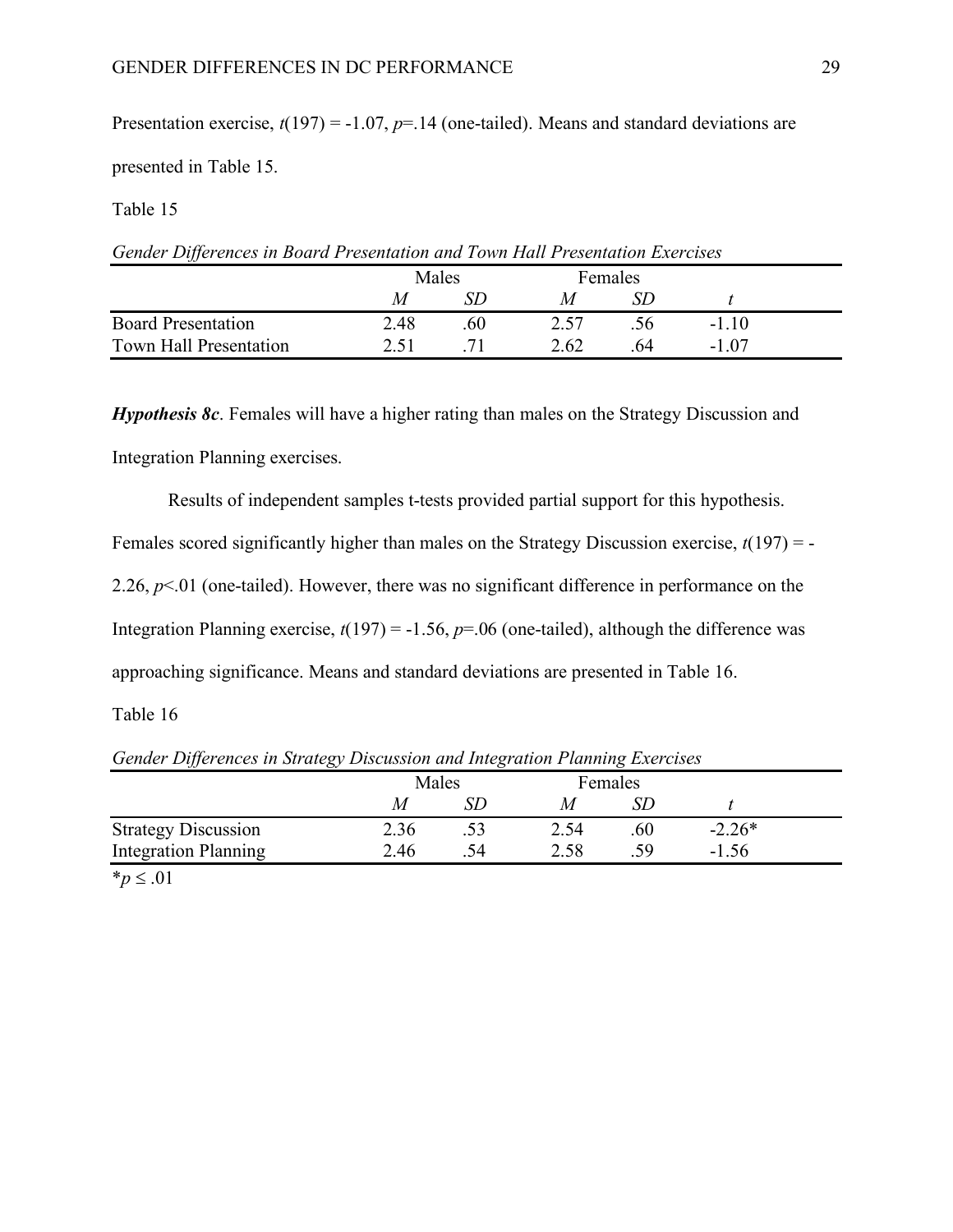Presentation exercise, $t(197) = -1.07$, $p=.14$ (one-tailed). Means and standard deviations are presented in Table 15.

Table 15

*Gender Differences in Board Presentation and Town Hall Presentation Exercises*

| | Males | | Females | | |
|---|---|---|---|---|---|
| | *M* | *SD* | *M* | *SD* | *t* |
| Board Presentation | 2.48 | .60 | 2.57 | .56 | -1.10 |
| Town Hall Presentation | 2.51 | .71 | 2.62 | .64 | -1.07 |

***Hypothesis 8c***. Females will have a higher rating than males on the Strategy Discussion and Integration Planning exercises.

Results of independent samples t-tests provided partial support for this hypothesis. Females scored significantly higher than males on the Strategy Discussion exercise, $t(197) = -2.26$, $p<.01$ (one-tailed). However, there was no significant difference in performance on the Integration Planning exercise, $t(197) = -1.56$, $p=.06$ (one-tailed), although the difference was approaching significance. Means and standard deviations are presented in Table 16.

Table 16

*Gender Differences in Strategy Discussion and Integration Planning Exercises*

| | Males | | Females | | |
|---|---|---|---|---|---|
| | *M* | *SD* | *M* | *SD* | *t* |
| Strategy Discussion | 2.36 | .53 | 2.54 | .60 | -2.26* |
| Integration Planning | 2.46 | .54 | 2.58 | .59 | -1.56 |

*$p \leq .01$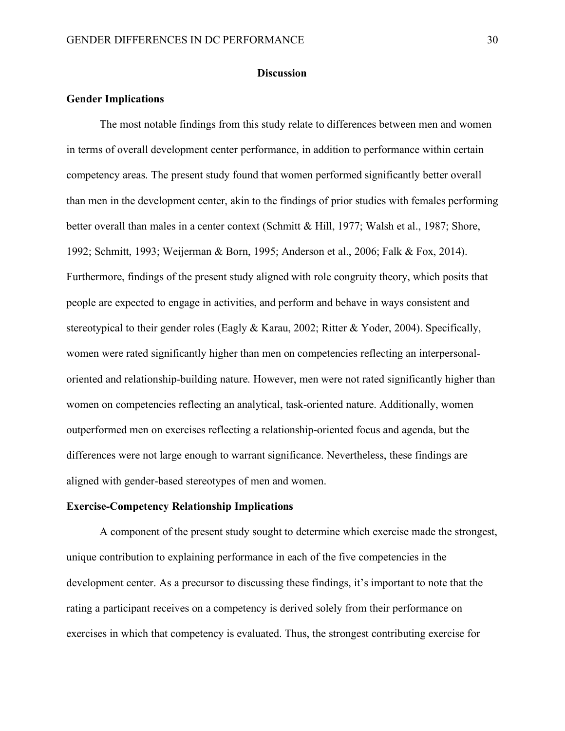# Discussion

## Gender Implications

The most notable findings from this study relate to differences between men and women in terms of overall development center performance, in addition to performance within certain competency areas. The present study found that women performed significantly better overall than men in the development center, akin to the findings of prior studies with females performing better overall than males in a center context (Schmitt & Hill, 1977; Walsh et al., 1987; Shore, 1992; Schmitt, 1993; Weijerman & Born, 1995; Anderson et al., 2006; Falk & Fox, 2014). Furthermore, findings of the present study aligned with role congruity theory, which posits that people are expected to engage in activities, and perform and behave in ways consistent and stereotypical to their gender roles (Eagly & Karau, 2002; Ritter & Yoder, 2004). Specifically, women were rated significantly higher than men on competencies reflecting an interpersonal-oriented and relationship-building nature. However, men were not rated significantly higher than women on competencies reflecting an analytical, task-oriented nature. Additionally, women outperformed men on exercises reflecting a relationship-oriented focus and agenda, but the differences were not large enough to warrant significance. Nevertheless, these findings are aligned with gender-based stereotypes of men and women.

## Exercise-Competency Relationship Implications

A component of the present study sought to determine which exercise made the strongest, unique contribution to explaining performance in each of the five competencies in the development center. As a precursor to discussing these findings, it's important to note that the rating a participant receives on a competency is derived solely from their performance on exercises in which that competency is evaluated. Thus, the strongest contributing exercise for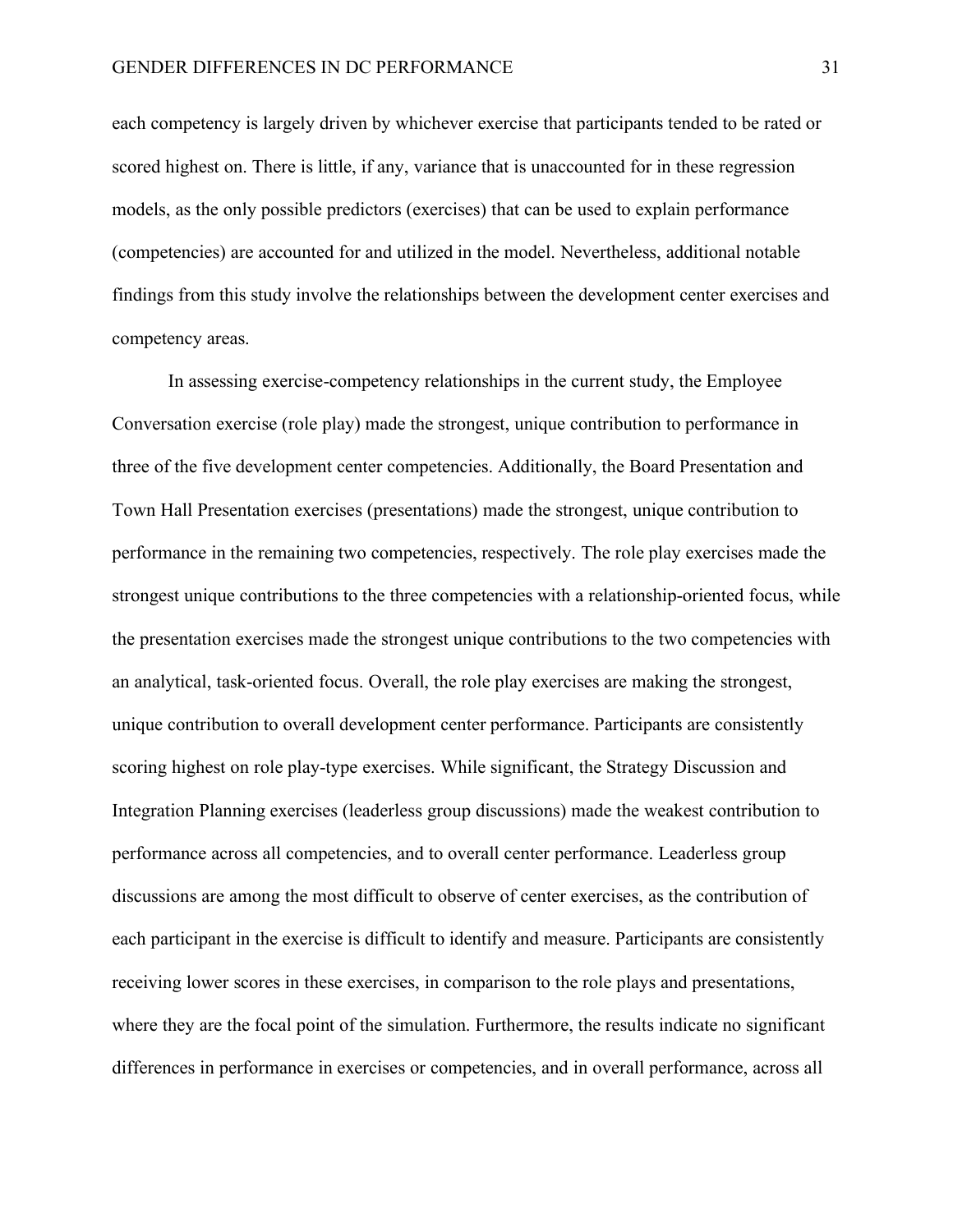each competency is largely driven by whichever exercise that participants tended to be rated or scored highest on. There is little, if any, variance that is unaccounted for in these regression models, as the only possible predictors (exercises) that can be used to explain performance (competencies) are accounted for and utilized in the model. Nevertheless, additional notable findings from this study involve the relationships between the development center exercises and competency areas.

In assessing exercise-competency relationships in the current study, the Employee Conversation exercise (role play) made the strongest, unique contribution to performance in three of the five development center competencies. Additionally, the Board Presentation and Town Hall Presentation exercises (presentations) made the strongest, unique contribution to performance in the remaining two competencies, respectively. The role play exercises made the strongest unique contributions to the three competencies with a relationship-oriented focus, while the presentation exercises made the strongest unique contributions to the two competencies with an analytical, task-oriented focus. Overall, the role play exercises are making the strongest, unique contribution to overall development center performance. Participants are consistently scoring highest on role play-type exercises. While significant, the Strategy Discussion and Integration Planning exercises (leaderless group discussions) made the weakest contribution to performance across all competencies, and to overall center performance. Leaderless group discussions are among the most difficult to observe of center exercises, as the contribution of each participant in the exercise is difficult to identify and measure. Participants are consistently receiving lower scores in these exercises, in comparison to the role plays and presentations, where they are the focal point of the simulation. Furthermore, the results indicate no significant differences in performance in exercises or competencies, and in overall performance, across all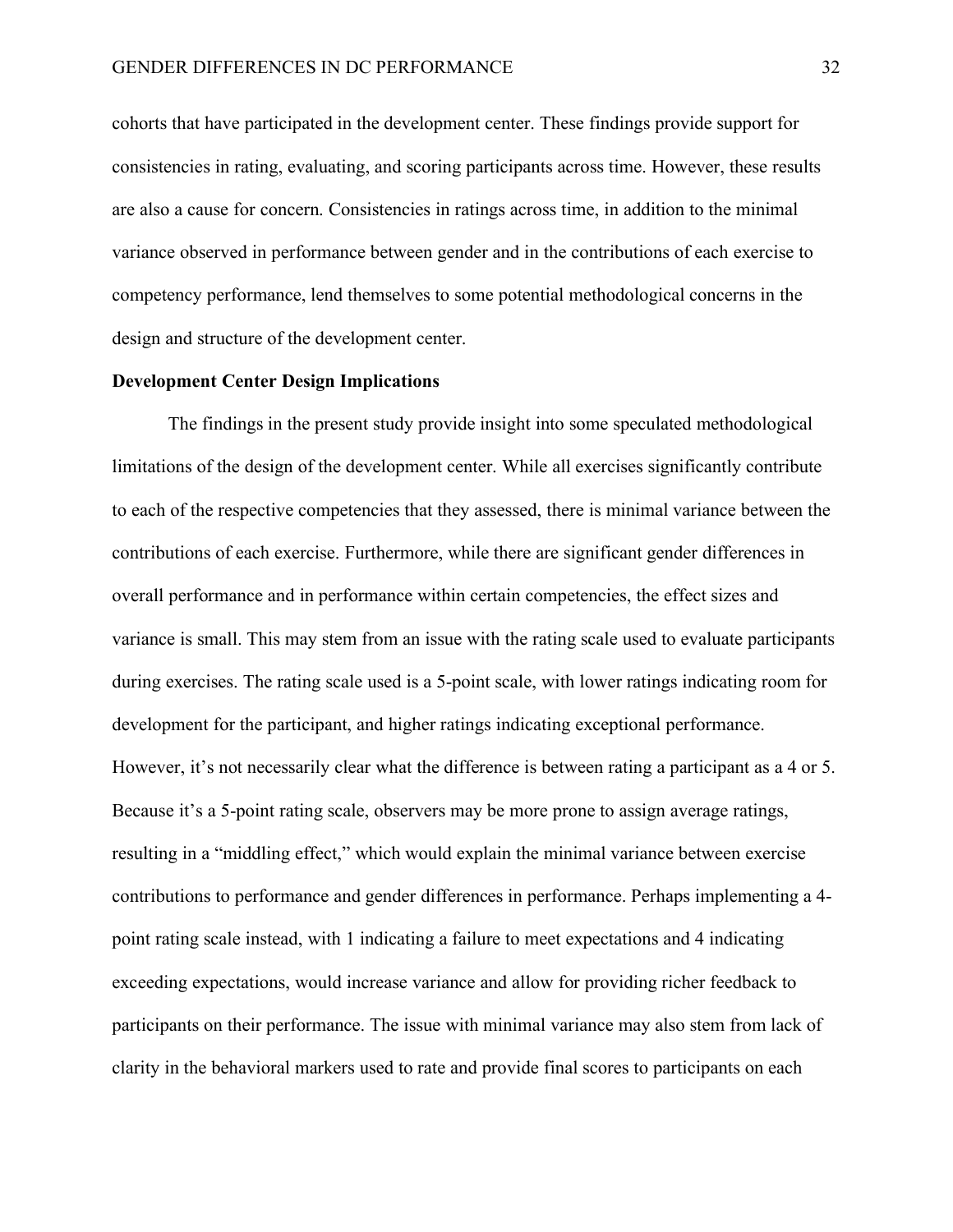cohorts that have participated in the development center. These findings provide support for consistencies in rating, evaluating, and scoring participants across time. However, these results are also a cause for concern. Consistencies in ratings across time, in addition to the minimal variance observed in performance between gender and in the contributions of each exercise to competency performance, lend themselves to some potential methodological concerns in the design and structure of the development center.

**Development Center Design Implications**

The findings in the present study provide insight into some speculated methodological limitations of the design of the development center. While all exercises significantly contribute to each of the respective competencies that they assessed, there is minimal variance between the contributions of each exercise. Furthermore, while there are significant gender differences in overall performance and in performance within certain competencies, the effect sizes and variance is small. This may stem from an issue with the rating scale used to evaluate participants during exercises. The rating scale used is a 5-point scale, with lower ratings indicating room for development for the participant, and higher ratings indicating exceptional performance. However, it's not necessarily clear what the difference is between rating a participant as a 4 or 5. Because it's a 5-point rating scale, observers may be more prone to assign average ratings, resulting in a "middling effect," which would explain the minimal variance between exercise contributions to performance and gender differences in performance. Perhaps implementing a 4-point rating scale instead, with 1 indicating a failure to meet expectations and 4 indicating exceeding expectations, would increase variance and allow for providing richer feedback to participants on their performance. The issue with minimal variance may also stem from lack of clarity in the behavioral markers used to rate and provide final scores to participants on each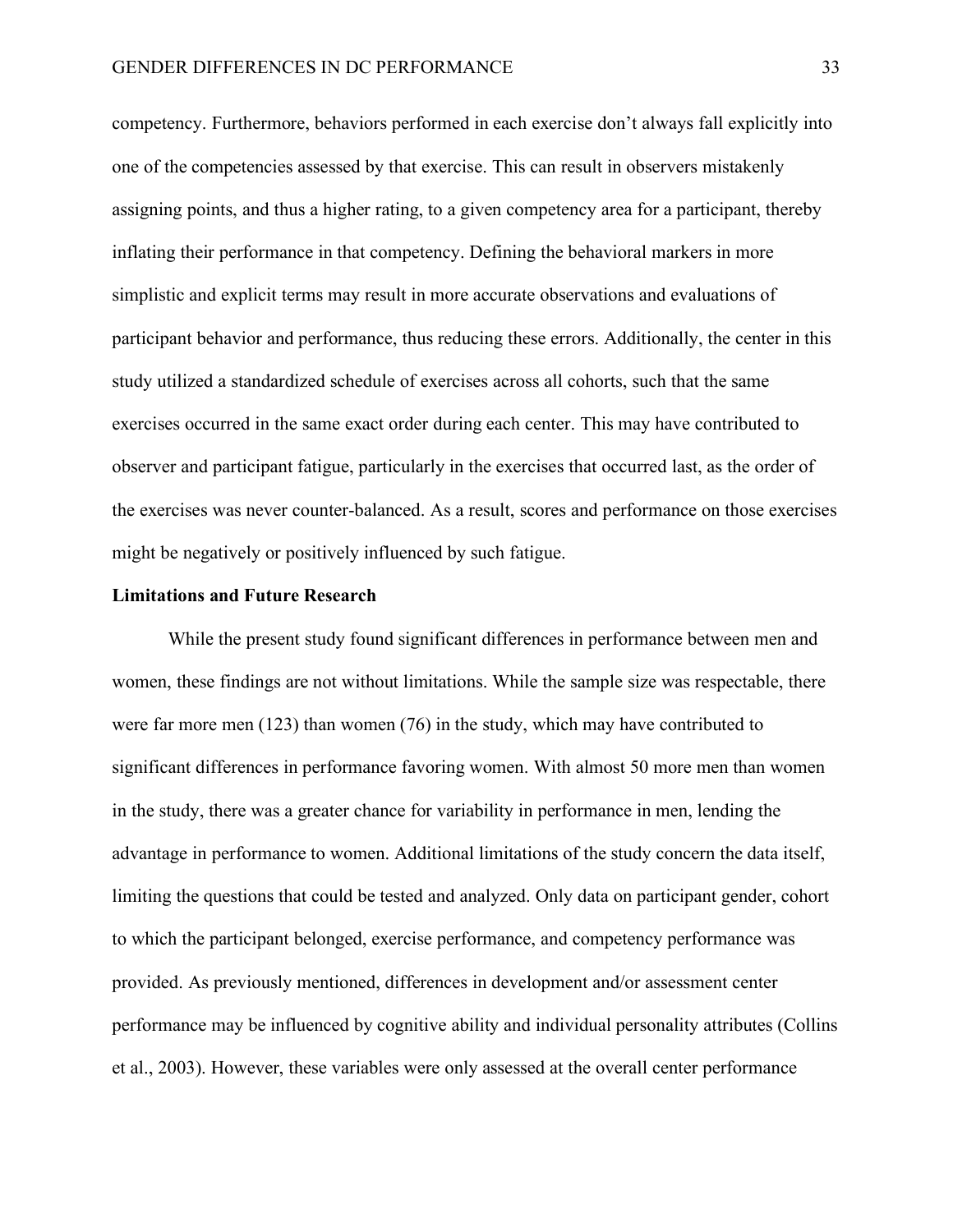competency. Furthermore, behaviors performed in each exercise don't always fall explicitly into one of the competencies assessed by that exercise. This can result in observers mistakenly assigning points, and thus a higher rating, to a given competency area for a participant, thereby inflating their performance in that competency. Defining the behavioral markers in more simplistic and explicit terms may result in more accurate observations and evaluations of participant behavior and performance, thus reducing these errors. Additionally, the center in this study utilized a standardized schedule of exercises across all cohorts, such that the same exercises occurred in the same exact order during each center. This may have contributed to observer and participant fatigue, particularly in the exercises that occurred last, as the order of the exercises was never counter-balanced. As a result, scores and performance on those exercises might be negatively or positively influenced by such fatigue.

**Limitations and Future Research**

While the present study found significant differences in performance between men and women, these findings are not without limitations. While the sample size was respectable, there were far more men (123) than women (76) in the study, which may have contributed to significant differences in performance favoring women. With almost 50 more men than women in the study, there was a greater chance for variability in performance in men, lending the advantage in performance to women. Additional limitations of the study concern the data itself, limiting the questions that could be tested and analyzed. Only data on participant gender, cohort to which the participant belonged, exercise performance, and competency performance was provided. As previously mentioned, differences in development and/or assessment center performance may be influenced by cognitive ability and individual personality attributes (Collins et al., 2003). However, these variables were only assessed at the overall center performance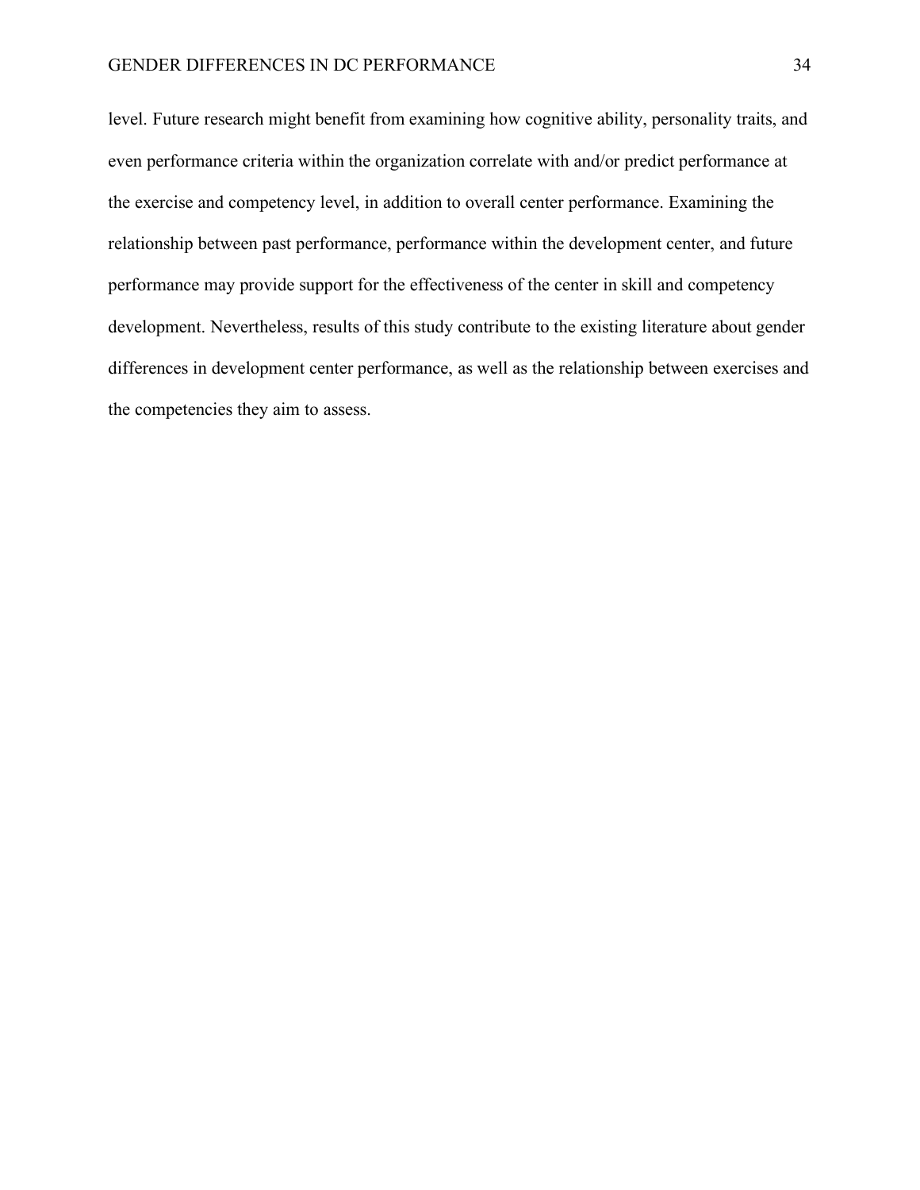level. Future research might benefit from examining how cognitive ability, personality traits, and even performance criteria within the organization correlate with and/or predict performance at the exercise and competency level, in addition to overall center performance. Examining the relationship between past performance, performance within the development center, and future performance may provide support for the effectiveness of the center in skill and competency development. Nevertheless, results of this study contribute to the existing literature about gender differences in development center performance, as well as the relationship between exercises and the competencies they aim to assess.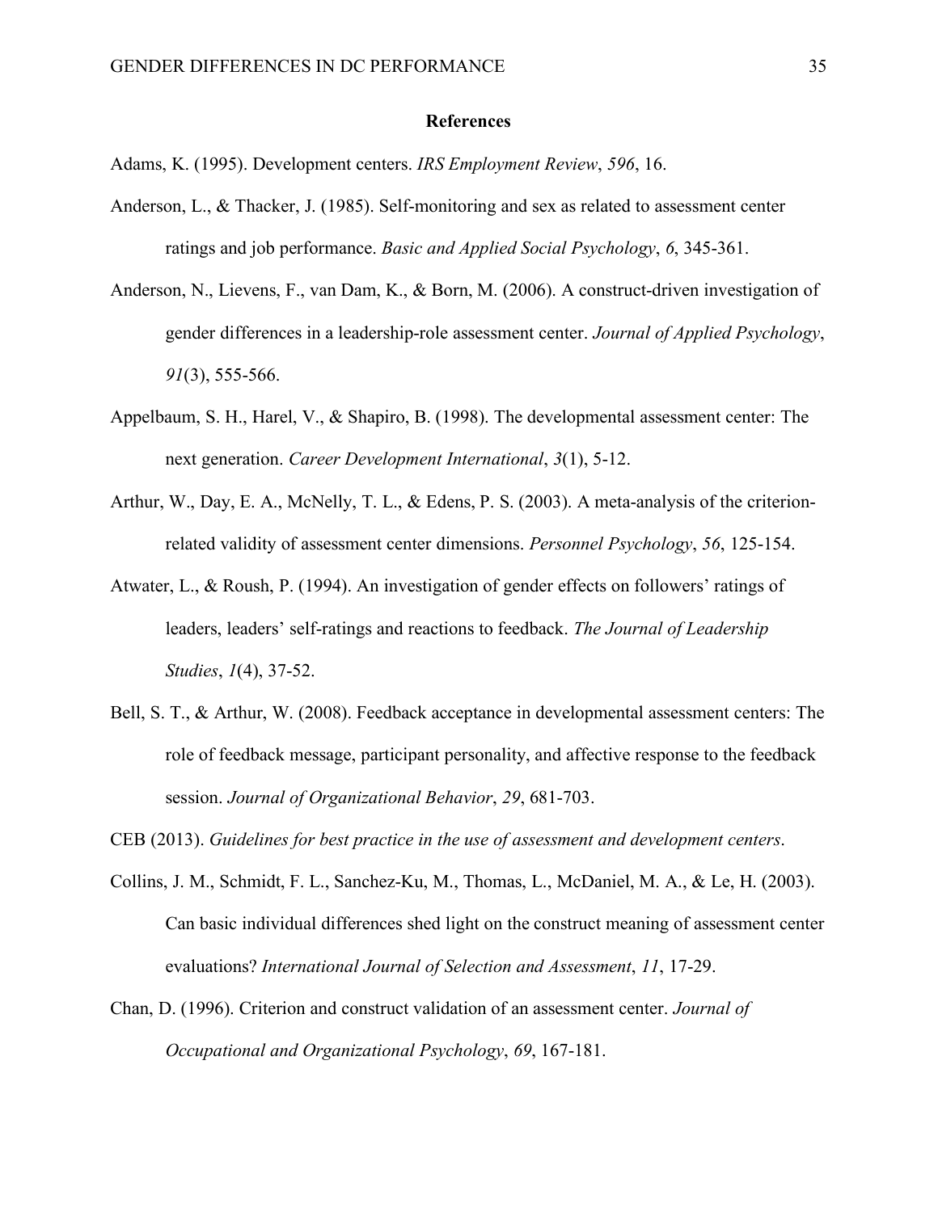# References

Adams, K. (1995). Development centers. *IRS Employment Review*, *596*, 16.

Anderson, L., & Thacker, J. (1985). Self-monitoring and sex as related to assessment center ratings and job performance. *Basic and Applied Social Psychology*, *6*, 345-361.

Anderson, N., Lievens, F., van Dam, K., & Born, M. (2006). A construct-driven investigation of gender differences in a leadership-role assessment center. *Journal of Applied Psychology*, *91*(3), 555-566.

Appelbaum, S. H., Harel, V., & Shapiro, B. (1998). The developmental assessment center: The next generation. *Career Development International*, *3*(1), 5-12.

Arthur, W., Day, E. A., McNelly, T. L., & Edens, P. S. (2003). A meta-analysis of the criterion-related validity of assessment center dimensions. *Personnel Psychology*, *56*, 125-154.

Atwater, L., & Roush, P. (1994). An investigation of gender effects on followers' ratings of leaders, leaders' self-ratings and reactions to feedback. *The Journal of Leadership Studies*, *1*(4), 37-52.

Bell, S. T., & Arthur, W. (2008). Feedback acceptance in developmental assessment centers: The role of feedback message, participant personality, and affective response to the feedback session. *Journal of Organizational Behavior*, *29*, 681-703.

CEB (2013). *Guidelines for best practice in the use of assessment and development centers*.

Collins, J. M., Schmidt, F. L., Sanchez-Ku, M., Thomas, L., McDaniel, M. A., & Le, H. (2003). Can basic individual differences shed light on the construct meaning of assessment center evaluations? *International Journal of Selection and Assessment*, *11*, 17-29.

Chan, D. (1996). Criterion and construct validation of an assessment center. *Journal of Occupational and Organizational Psychology*, *69*, 167-181.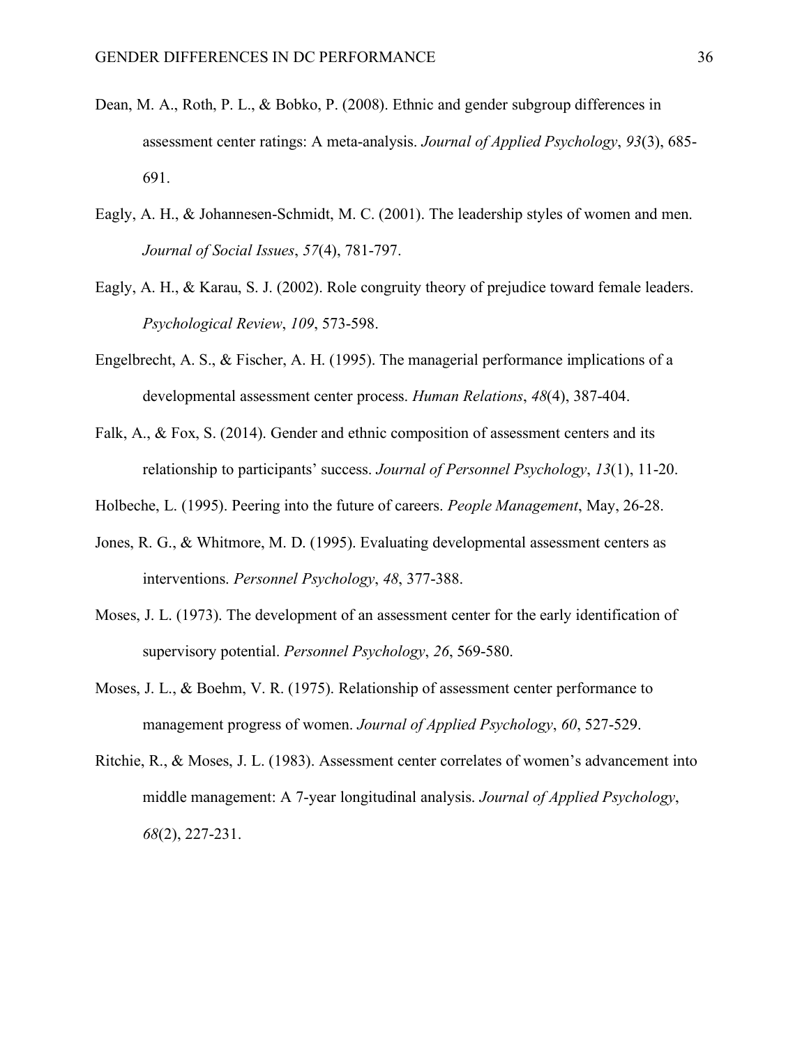Dean, M. A., Roth, P. L., & Bobko, P. (2008). Ethnic and gender subgroup differences in assessment center ratings: A meta-analysis. *Journal of Applied Psychology*, *93*(3), 685-691.

Eagly, A. H., & Johannesen-Schmidt, M. C. (2001). The leadership styles of women and men. *Journal of Social Issues*, *57*(4), 781-797.

Eagly, A. H., & Karau, S. J. (2002). Role congruity theory of prejudice toward female leaders. *Psychological Review*, *109*, 573-598.

Engelbrecht, A. S., & Fischer, A. H. (1995). The managerial performance implications of a developmental assessment center process. *Human Relations*, *48*(4), 387-404.

Falk, A., & Fox, S. (2014). Gender and ethnic composition of assessment centers and its relationship to participants' success. *Journal of Personnel Psychology*, *13*(1), 11-20.

Holbeche, L. (1995). Peering into the future of careers. *People Management*, May, 26-28.

Jones, R. G., & Whitmore, M. D. (1995). Evaluating developmental assessment centers as interventions. *Personnel Psychology*, *48*, 377-388.

Moses, J. L. (1973). The development of an assessment center for the early identification of supervisory potential. *Personnel Psychology*, *26*, 569-580.

Moses, J. L., & Boehm, V. R. (1975). Relationship of assessment center performance to management progress of women. *Journal of Applied Psychology*, *60*, 527-529.

Ritchie, R., & Moses, J. L. (1983). Assessment center correlates of women's advancement into middle management: A 7-year longitudinal analysis. *Journal of Applied Psychology*, *68*(2), 227-231.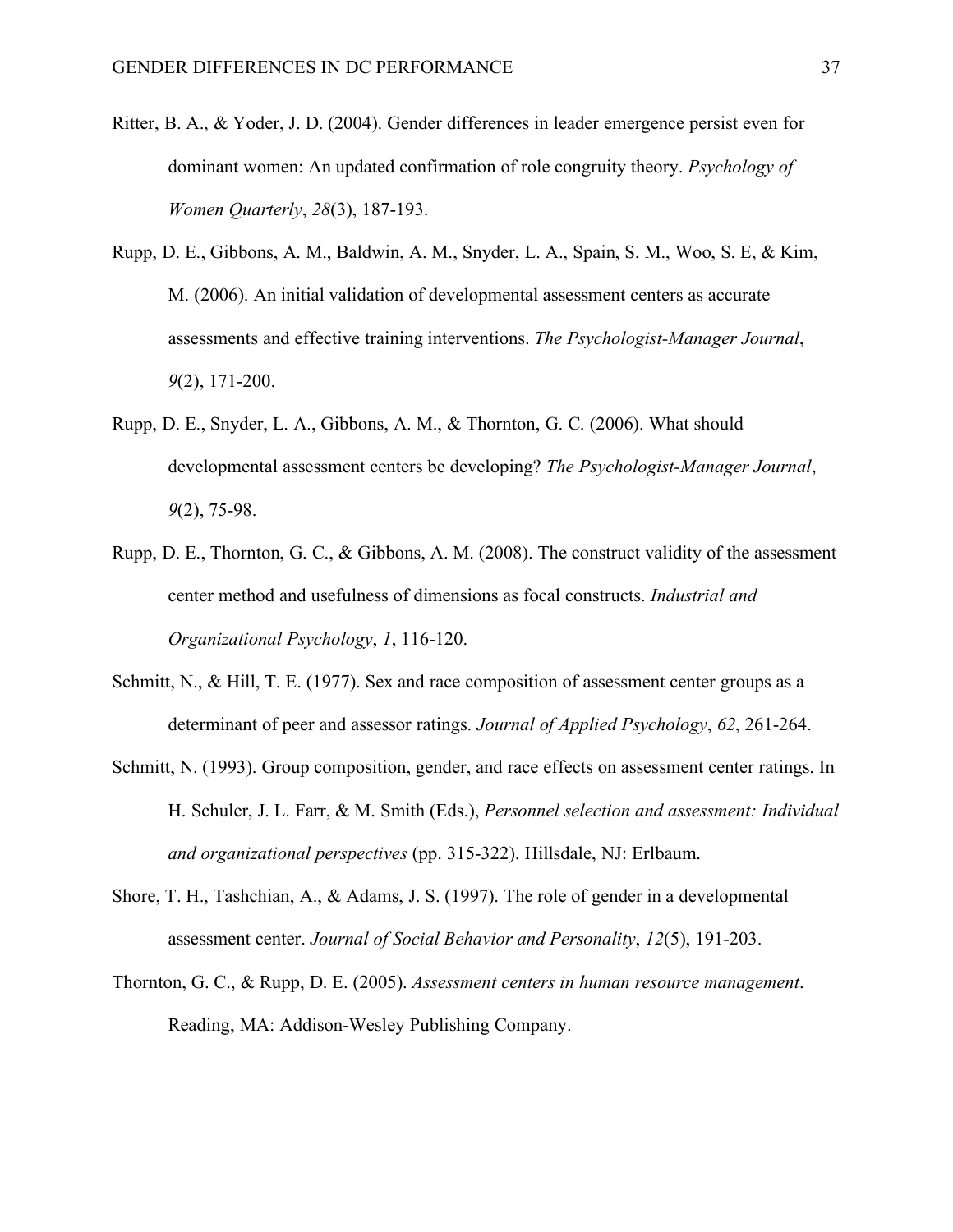Ritter, B. A., & Yoder, J. D. (2004). Gender differences in leader emergence persist even for dominant women: An updated confirmation of role congruity theory. *Psychology of Women Quarterly*, *28*(3), 187-193.

Rupp, D. E., Gibbons, A. M., Baldwin, A. M., Snyder, L. A., Spain, S. M., Woo, S. E, & Kim, M. (2006). An initial validation of developmental assessment centers as accurate assessments and effective training interventions. *The Psychologist-Manager Journal*, *9*(2), 171-200.

Rupp, D. E., Snyder, L. A., Gibbons, A. M., & Thornton, G. C. (2006). What should developmental assessment centers be developing? *The Psychologist-Manager Journal*, *9*(2), 75-98.

Rupp, D. E., Thornton, G. C., & Gibbons, A. M. (2008). The construct validity of the assessment center method and usefulness of dimensions as focal constructs. *Industrial and Organizational Psychology*, *1*, 116-120.

Schmitt, N., & Hill, T. E. (1977). Sex and race composition of assessment center groups as a determinant of peer and assessor ratings. *Journal of Applied Psychology*, *62*, 261-264.

Schmitt, N. (1993). Group composition, gender, and race effects on assessment center ratings. In H. Schuler, J. L. Farr, & M. Smith (Eds.), *Personnel selection and assessment: Individual and organizational perspectives* (pp. 315-322). Hillsdale, NJ: Erlbaum.

Shore, T. H., Tashchian, A., & Adams, J. S. (1997). The role of gender in a developmental assessment center. *Journal of Social Behavior and Personality*, *12*(5), 191-203.

Thornton, G. C., & Rupp, D. E. (2005). *Assessment centers in human resource management*. Reading, MA: Addison-Wesley Publishing Company.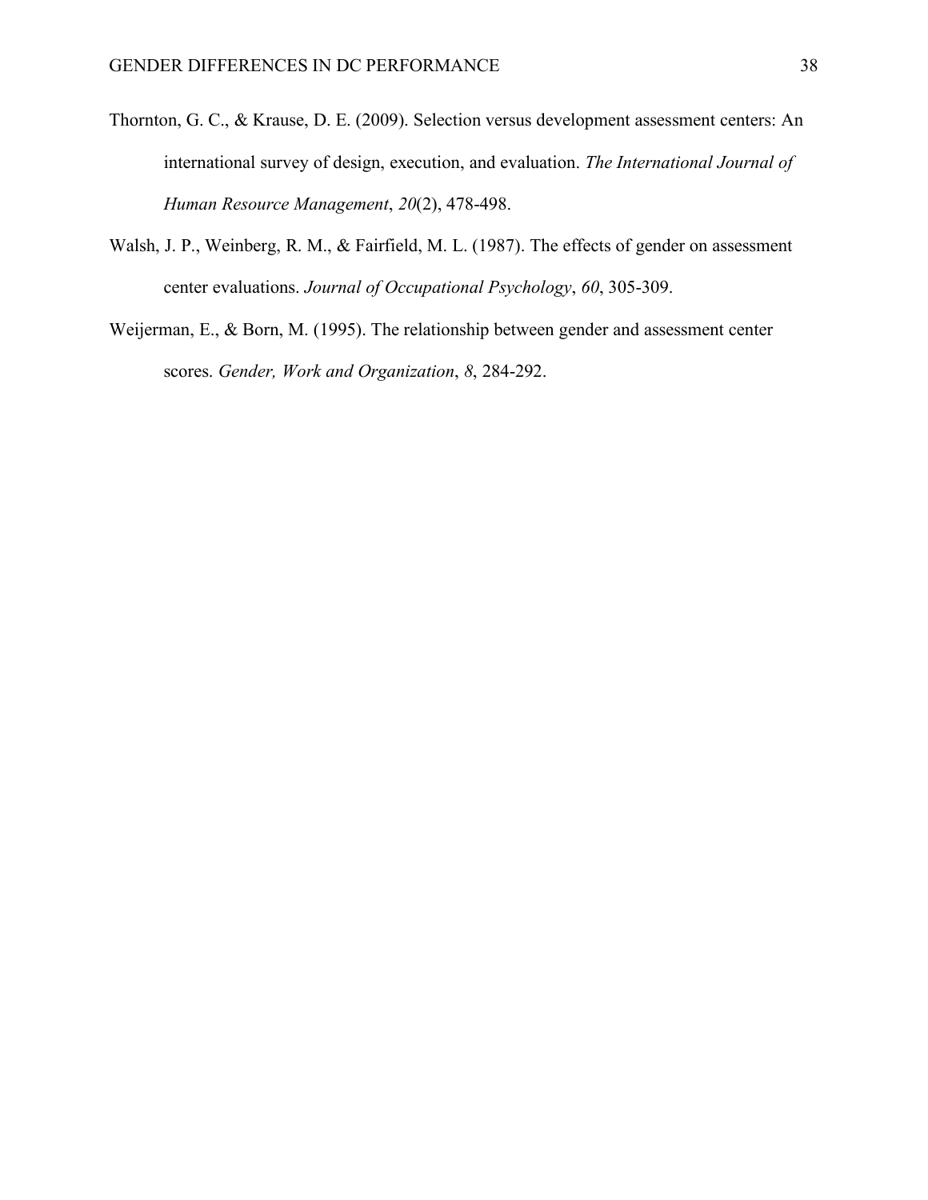Thornton, G. C., & Krause, D. E. (2009). Selection versus development assessment centers: An international survey of design, execution, and evaluation. *The International Journal of Human Resource Management*, *20*(2), 478-498.

Walsh, J. P., Weinberg, R. M., & Fairfield, M. L. (1987). The effects of gender on assessment center evaluations. *Journal of Occupational Psychology*, *60*, 305-309.

Weijerman, E., & Born, M. (1995). The relationship between gender and assessment center scores. *Gender, Work and Organization*, *8*, 284-292.